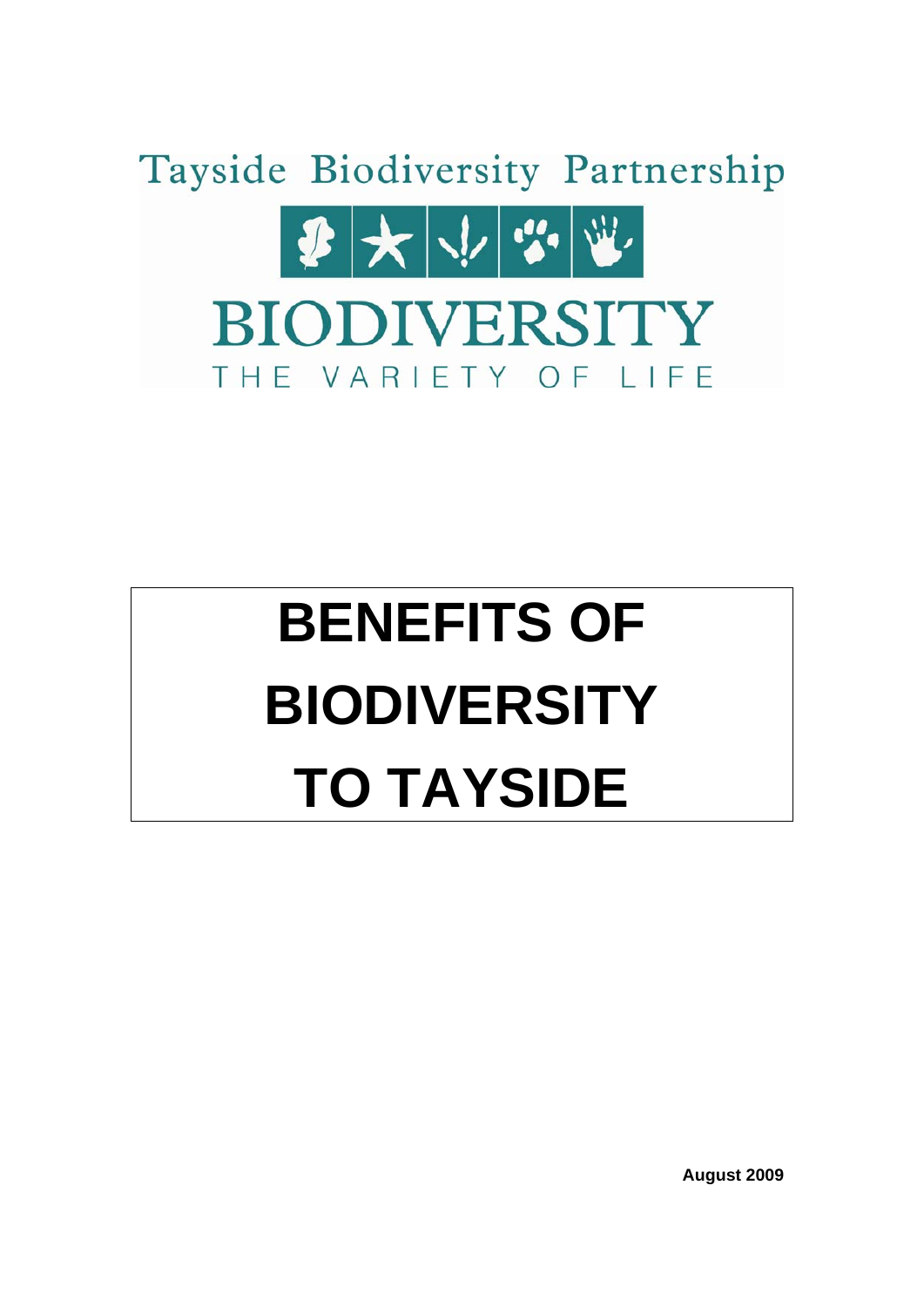Tayside Biodiversity Partnership

BIODIVERSITY

THE VARIETY OF LIFE

# BENEFITS OF BIODIVERSITY TO TAYSIDE

**August 2009**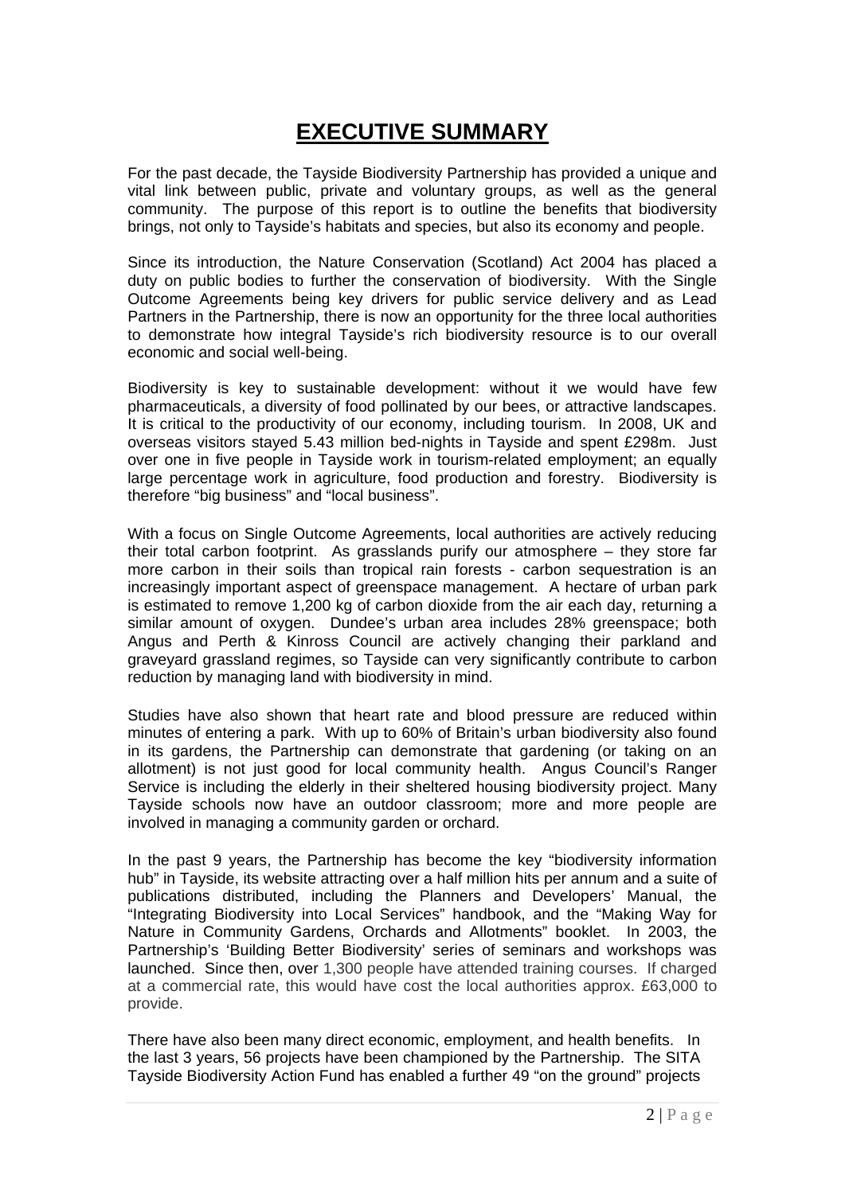# EXECUTIVE SUMMARY

For the past decade, the Tayside Biodiversity Partnership has provided a unique and vital link between public, private and voluntary groups, as well as the general community. The purpose of this report is to outline the benefits that biodiversity brings, not only to Tayside's habitats and species, but also its economy and people.

Since its introduction, the Nature Conservation (Scotland) Act 2004 has placed a duty on public bodies to further the conservation of biodiversity. With the Single Outcome Agreements being key drivers for public service delivery and as Lead Partners in the Partnership, there is now an opportunity for the three local authorities to demonstrate how integral Tayside's rich biodiversity resource is to our overall economic and social well-being.

Biodiversity is key to sustainable development: without it we would have few pharmaceuticals, a diversity of food pollinated by our bees, or attractive landscapes. It is critical to the productivity of our economy, including tourism. In 2008, UK and overseas visitors stayed 5.43 million bed-nights in Tayside and spent £298m. Just over one in five people in Tayside work in tourism-related employment; an equally large percentage work in agriculture, food production and forestry. Biodiversity is therefore "big business" and "local business".

With a focus on Single Outcome Agreements, local authorities are actively reducing their total carbon footprint. As grasslands purify our atmosphere – they store far more carbon in their soils than tropical rain forests - carbon sequestration is an increasingly important aspect of greenspace management. A hectare of urban park is estimated to remove 1,200 kg of carbon dioxide from the air each day, returning a similar amount of oxygen. Dundee's urban area includes 28% greenspace; both Angus and Perth & Kinross Council are actively changing their parkland and graveyard grassland regimes, so Tayside can very significantly contribute to carbon reduction by managing land with biodiversity in mind.

Studies have also shown that heart rate and blood pressure are reduced within minutes of entering a park. With up to 60% of Britain's urban biodiversity also found in its gardens, the Partnership can demonstrate that gardening (or taking on an allotment) is not just good for local community health. Angus Council's Ranger Service is including the elderly in their sheltered housing biodiversity project. Many Tayside schools now have an outdoor classroom; more and more people are involved in managing a community garden or orchard.

In the past 9 years, the Partnership has become the key "biodiversity information hub" in Tayside, its website attracting over a half million hits per annum and a suite of publications distributed, including the Planners and Developers' Manual, the "Integrating Biodiversity into Local Services" handbook, and the "Making Way for Nature in Community Gardens, Orchards and Allotments" booklet. In 2003, the Partnership's 'Building Better Biodiversity' series of seminars and workshops was launched. Since then, over 1,300 people have attended training courses. If charged at a commercial rate, this would have cost the local authorities approx. £63,000 to provide.

There have also been many direct economic, employment, and health benefits. In the last 3 years, 56 projects have been championed by the Partnership. The SITA Tayside Biodiversity Action Fund has enabled a further 49 "on the ground" projects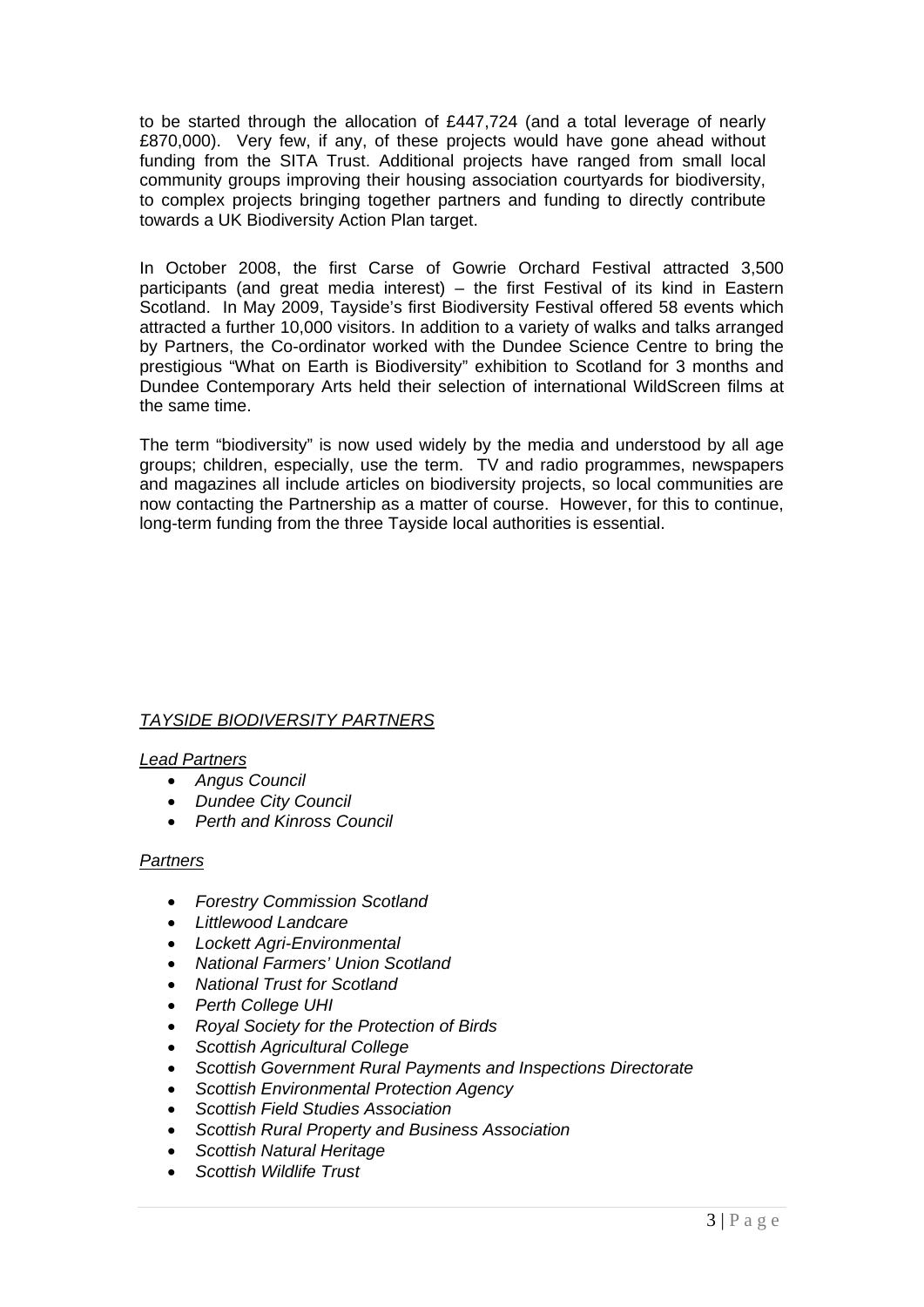to be started through the allocation of £447,724 (and a total leverage of nearly £870,000). Very few, if any, of these projects would have gone ahead without funding from the SITA Trust. Additional projects have ranged from small local community groups improving their housing association courtyards for biodiversity, to complex projects bringing together partners and funding to directly contribute towards a UK Biodiversity Action Plan target.

In October 2008, the first Carse of Gowrie Orchard Festival attracted 3,500 participants (and great media interest) – the first Festival of its kind in Eastern Scotland. In May 2009, Tayside's first Biodiversity Festival offered 58 events which attracted a further 10,000 visitors. In addition to a variety of walks and talks arranged by Partners, the Co-ordinator worked with the Dundee Science Centre to bring the prestigious "What on Earth is Biodiversity" exhibition to Scotland for 3 months and Dundee Contemporary Arts held their selection of international WildScreen films at the same time.

The term "biodiversity" is now used widely by the media and understood by all age groups; children, especially, use the term. TV and radio programmes, newspapers and magazines all include articles on biodiversity projects, so local communities are now contacting the Partnership as a matter of course. However, for this to continue, long-term funding from the three Tayside local authorities is essential.

*TAYSIDE BIODIVERSITY PARTNERS*

*Lead Partners*

- *Angus Council*
- *Dundee City Council*
- *Perth and Kinross Council*

*Partners*

- *Forestry Commission Scotland*
- *Littlewood Landcare*
- *Lockett Agri-Environmental*
- *National Farmers' Union Scotland*
- *National Trust for Scotland*
- *Perth College UHI*
- *Royal Society for the Protection of Birds*
- *Scottish Agricultural College*
- *Scottish Government Rural Payments and Inspections Directorate*
- *Scottish Environmental Protection Agency*
- *Scottish Field Studies Association*
- *Scottish Rural Property and Business Association*
- *Scottish Natural Heritage*
- *Scottish Wildlife Trust*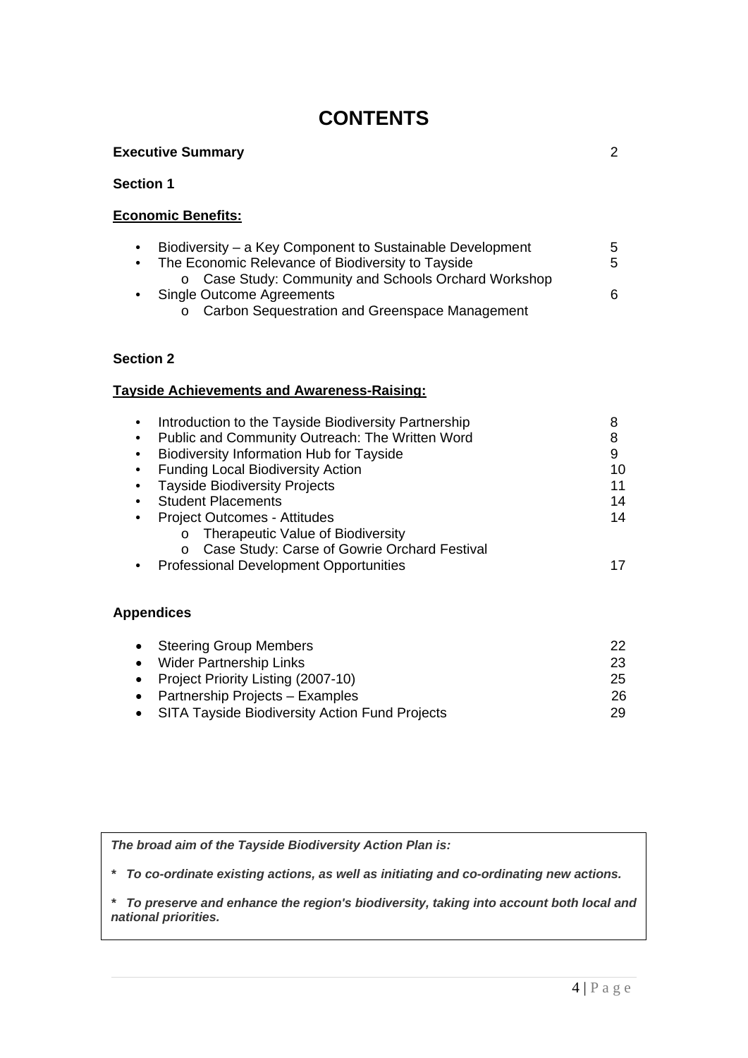# CONTENTS

**Executive Summary** 2

**Section 1**

**Economic Benefits:**

- Biodiversity – a Key Component to Sustainable Development 5
- The Economic Relevance of Biodiversity to Tayside 5
  - Case Study: Community and Schools Orchard Workshop
- Single Outcome Agreements 6
  - Carbon Sequestration and Greenspace Management

**Section 2**

**Tayside Achievements and Awareness-Raising:**

- Introduction to the Tayside Biodiversity Partnership 8
- Public and Community Outreach: The Written Word 8
- Biodiversity Information Hub for Tayside 9
- Funding Local Biodiversity Action 10
- Tayside Biodiversity Projects 11
- Student Placements 14
- Project Outcomes - Attitudes 14
  - Therapeutic Value of Biodiversity
  - Case Study: Carse of Gowrie Orchard Festival
- Professional Development Opportunities 17

**Appendices**

- Steering Group Members 22
- Wider Partnership Links 23
- Project Priority Listing (2007-10) 25
- Partnership Projects – Examples 26
- SITA Tayside Biodiversity Action Fund Projects 29

***The broad aim of the Tayside Biodiversity Action Plan is:***

***\* To co-ordinate existing actions, as well as initiating and co-ordinating new actions.***

***\* To preserve and enhance the region's biodiversity, taking into account both local and national priorities.***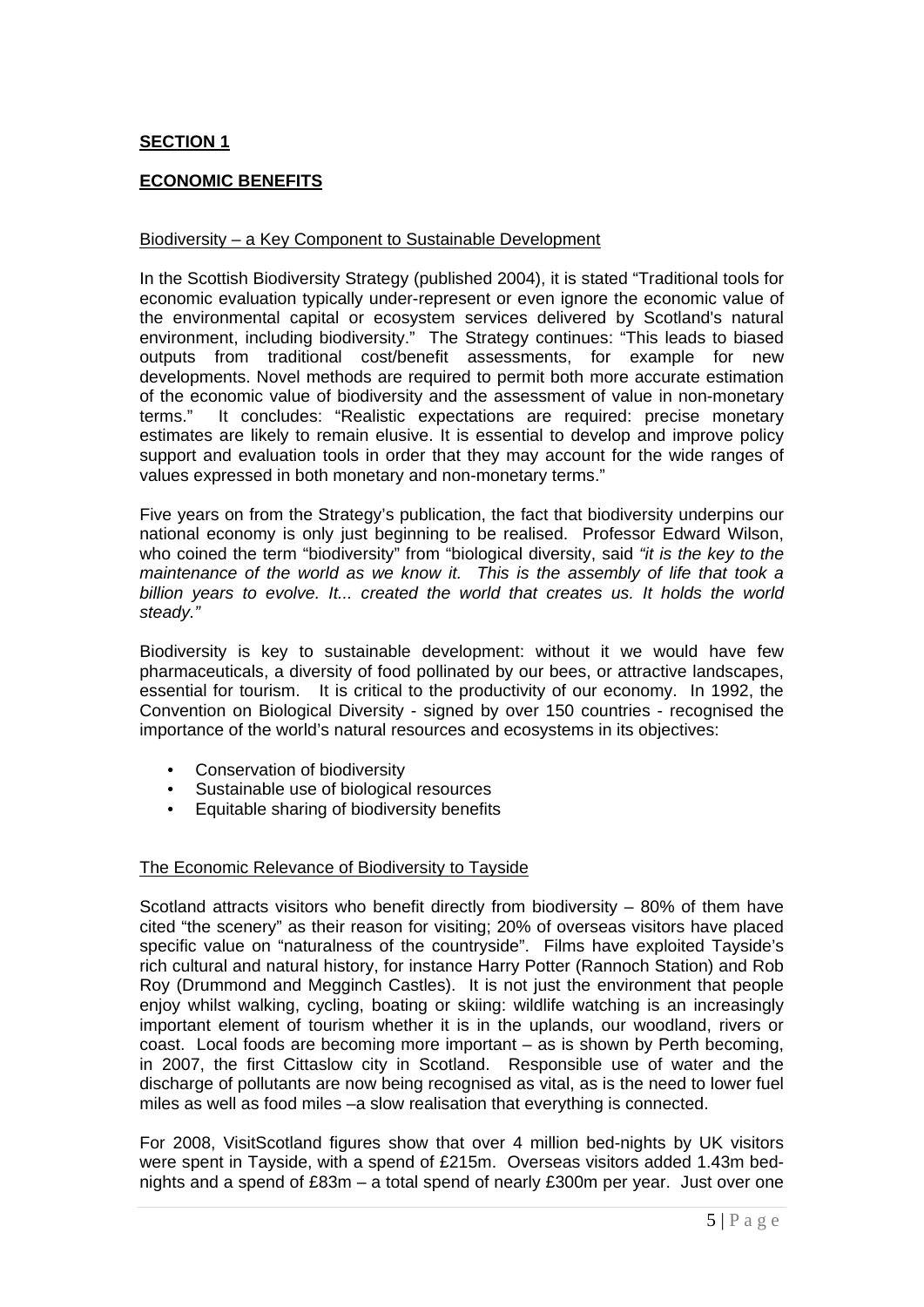## SECTION 1

## ECONOMIC BENEFITS

### Biodiversity – a Key Component to Sustainable Development

In the Scottish Biodiversity Strategy (published 2004), it is stated "Traditional tools for economic evaluation typically under-represent or even ignore the economic value of the environmental capital or ecosystem services delivered by Scotland's natural environment, including biodiversity." The Strategy continues: "This leads to biased outputs from traditional cost/benefit assessments, for example for new developments. Novel methods are required to permit both more accurate estimation of the economic value of biodiversity and the assessment of value in non-monetary terms." It concludes: "Realistic expectations are required: precise monetary estimates are likely to remain elusive. It is essential to develop and improve policy support and evaluation tools in order that they may account for the wide ranges of values expressed in both monetary and non-monetary terms."

Five years on from the Strategy's publication, the fact that biodiversity underpins our national economy is only just beginning to be realised. Professor Edward Wilson, who coined the term "biodiversity" from "biological diversity, said *"it is the key to the maintenance of the world as we know it. This is the assembly of life that took a billion years to evolve. It... created the world that creates us. It holds the world steady."*

Biodiversity is key to sustainable development: without it we would have few pharmaceuticals, a diversity of food pollinated by our bees, or attractive landscapes, essential for tourism. It is critical to the productivity of our economy. In 1992, the Convention on Biological Diversity - signed by over 150 countries - recognised the importance of the world's natural resources and ecosystems in its objectives:

- Conservation of biodiversity
- Sustainable use of biological resources
- Equitable sharing of biodiversity benefits

### The Economic Relevance of Biodiversity to Tayside

Scotland attracts visitors who benefit directly from biodiversity – 80% of them have cited "the scenery" as their reason for visiting; 20% of overseas visitors have placed specific value on "naturalness of the countryside". Films have exploited Tayside's rich cultural and natural history, for instance Harry Potter (Rannoch Station) and Rob Roy (Drummond and Megginch Castles). It is not just the environment that people enjoy whilst walking, cycling, boating or skiing: wildlife watching is an increasingly important element of tourism whether it is in the uplands, our woodland, rivers or coast. Local foods are becoming more important – as is shown by Perth becoming, in 2007, the first Cittaslow city in Scotland. Responsible use of water and the discharge of pollutants are now being recognised as vital, as is the need to lower fuel miles as well as food miles –a slow realisation that everything is connected.

For 2008, VisitScotland figures show that over 4 million bed-nights by UK visitors were spent in Tayside, with a spend of £215m. Overseas visitors added 1.43m bed-nights and a spend of £83m – a total spend of nearly £300m per year. Just over one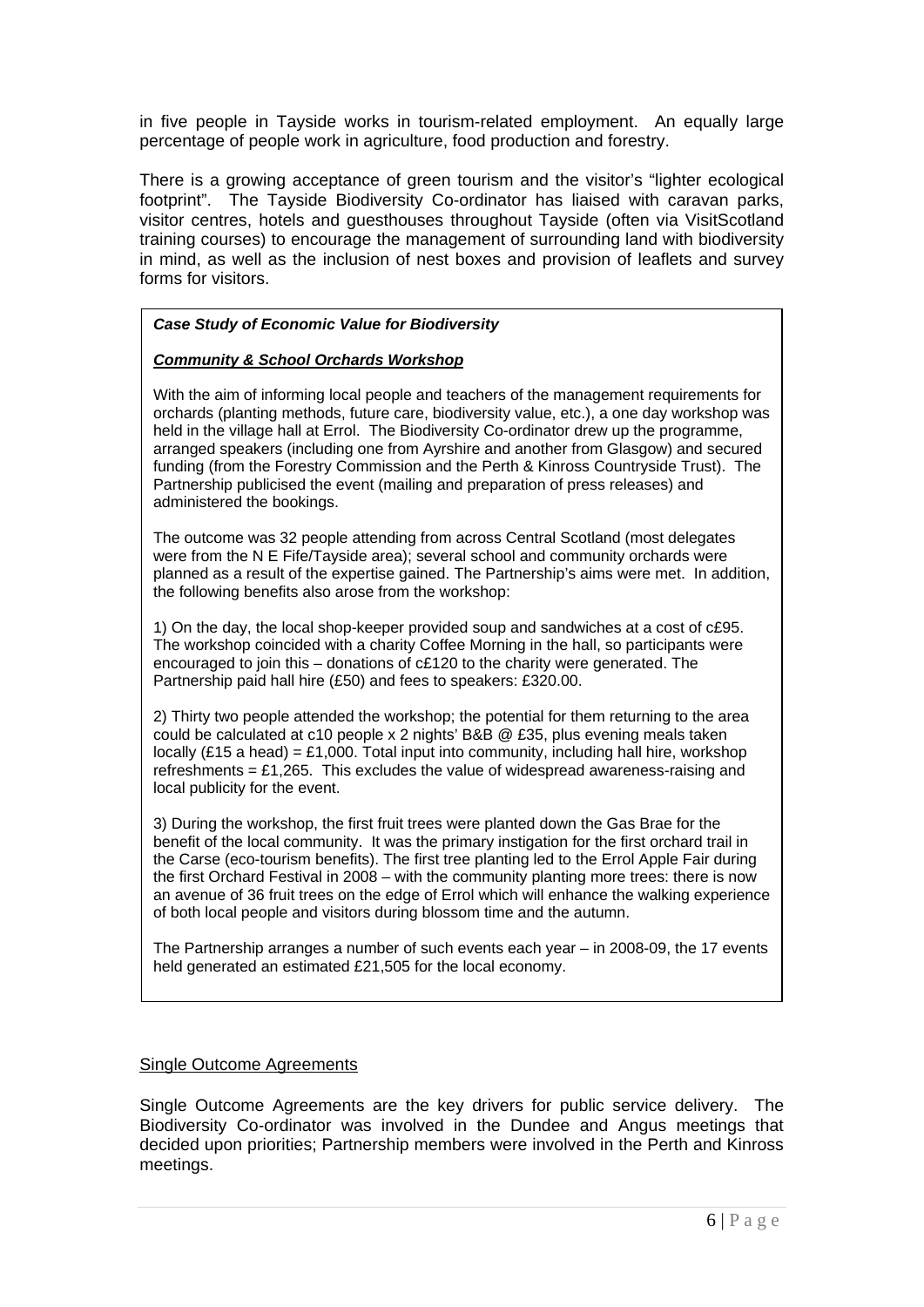in five people in Tayside works in tourism-related employment. An equally large percentage of people work in agriculture, food production and forestry.

There is a growing acceptance of green tourism and the visitor's "lighter ecological footprint". The Tayside Biodiversity Co-ordinator has liaised with caravan parks, visitor centres, hotels and guesthouses throughout Tayside (often via VisitScotland training courses) to encourage the management of surrounding land with biodiversity in mind, as well as the inclusion of nest boxes and provision of leaflets and survey forms for visitors.

***Case Study of Economic Value for Biodiversity***

***Community & School Orchards Workshop***

With the aim of informing local people and teachers of the management requirements for orchards (planting methods, future care, biodiversity value, etc.), a one day workshop was held in the village hall at Errol. The Biodiversity Co-ordinator drew up the programme, arranged speakers (including one from Ayrshire and another from Glasgow) and secured funding (from the Forestry Commission and the Perth & Kinross Countryside Trust). The Partnership publicised the event (mailing and preparation of press releases) and administered the bookings.

The outcome was 32 people attending from across Central Scotland (most delegates were from the N E Fife/Tayside area); several school and community orchards were planned as a result of the expertise gained. The Partnership's aims were met. In addition, the following benefits also arose from the workshop:

1) On the day, the local shop-keeper provided soup and sandwiches at a cost of c£95. The workshop coincided with a charity Coffee Morning in the hall, so participants were encouraged to join this – donations of c£120 to the charity were generated. The Partnership paid hall hire (£50) and fees to speakers: £320.00.

2) Thirty two people attended the workshop; the potential for them returning to the area could be calculated at c10 people x 2 nights' B&B @ £35, plus evening meals taken locally (£15 a head) = £1,000. Total input into community, including hall hire, workshop refreshments = £1,265. This excludes the value of widespread awareness-raising and local publicity for the event.

3) During the workshop, the first fruit trees were planted down the Gas Brae for the benefit of the local community. It was the primary instigation for the first orchard trail in the Carse (eco-tourism benefits). The first tree planting led to the Errol Apple Fair during the first Orchard Festival in 2008 – with the community planting more trees: there is now an avenue of 36 fruit trees on the edge of Errol which will enhance the walking experience of both local people and visitors during blossom time and the autumn.

The Partnership arranges a number of such events each year – in 2008-09, the 17 events held generated an estimated £21,505 for the local economy.

<u>Single Outcome Agreements</u>

Single Outcome Agreements are the key drivers for public service delivery. The Biodiversity Co-ordinator was involved in the Dundee and Angus meetings that decided upon priorities; Partnership members were involved in the Perth and Kinross meetings.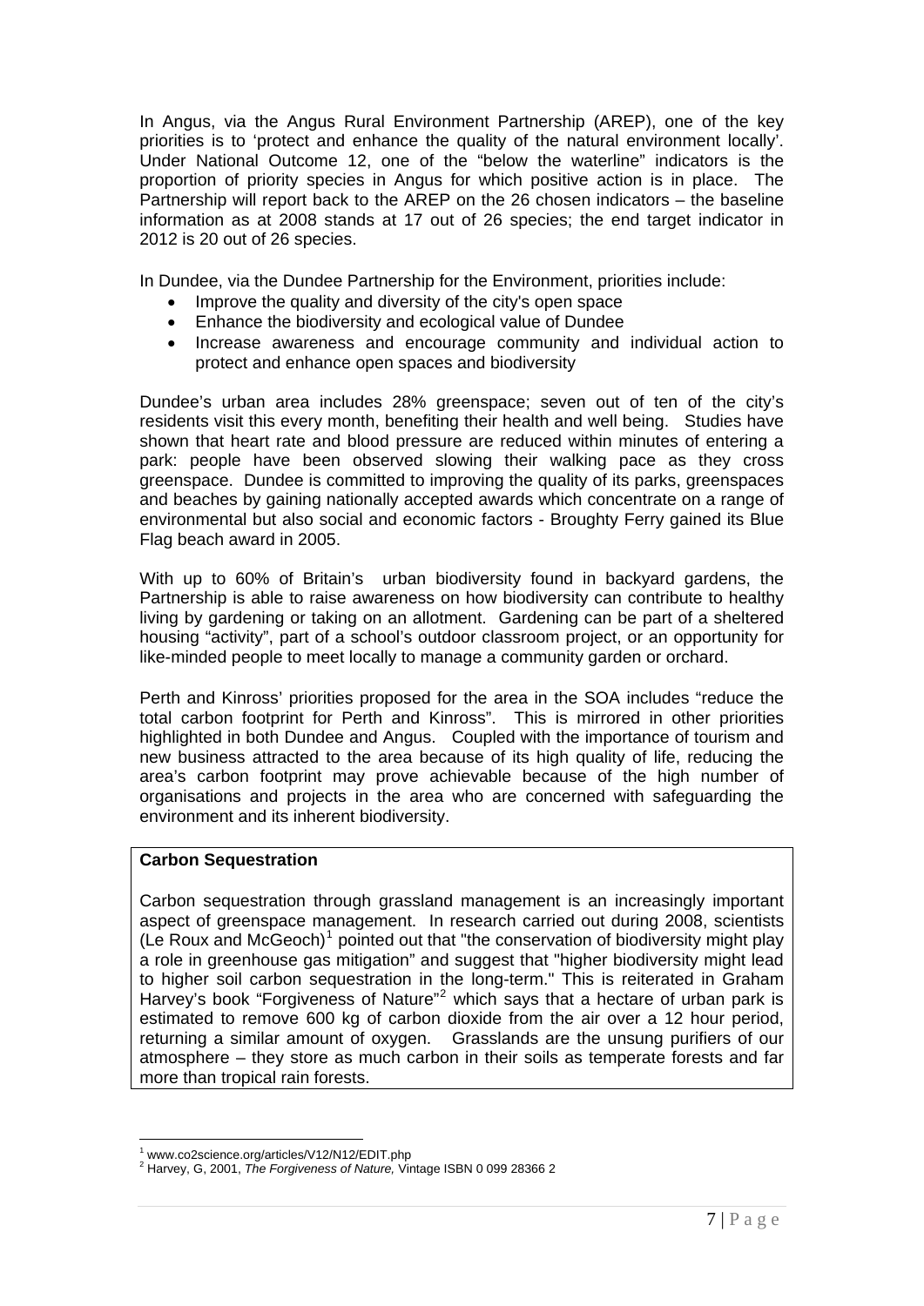In Angus, via the Angus Rural Environment Partnership (AREP), one of the key priorities is to 'protect and enhance the quality of the natural environment locally'. Under National Outcome 12, one of the "below the waterline" indicators is the proportion of priority species in Angus for which positive action is in place. The Partnership will report back to the AREP on the 26 chosen indicators – the baseline information as at 2008 stands at 17 out of 26 species; the end target indicator in 2012 is 20 out of 26 species.

In Dundee, via the Dundee Partnership for the Environment, priorities include:

- Improve the quality and diversity of the city's open space
- Enhance the biodiversity and ecological value of Dundee
- Increase awareness and encourage community and individual action to protect and enhance open spaces and biodiversity

Dundee's urban area includes 28% greenspace; seven out of ten of the city's residents visit this every month, benefiting their health and well being. Studies have shown that heart rate and blood pressure are reduced within minutes of entering a park: people have been observed slowing their walking pace as they cross greenspace. Dundee is committed to improving the quality of its parks, greenspaces and beaches by gaining nationally accepted awards which concentrate on a range of environmental but also social and economic factors - Broughty Ferry gained its Blue Flag beach award in 2005.

With up to 60% of Britain's urban biodiversity found in backyard gardens, the Partnership is able to raise awareness on how biodiversity can contribute to healthy living by gardening or taking on an allotment. Gardening can be part of a sheltered housing "activity", part of a school's outdoor classroom project, or an opportunity for like-minded people to meet locally to manage a community garden or orchard.

Perth and Kinross' priorities proposed for the area in the SOA includes "reduce the total carbon footprint for Perth and Kinross". This is mirrored in other priorities highlighted in both Dundee and Angus. Coupled with the importance of tourism and new business attracted to the area because of its high quality of life, reducing the area's carbon footprint may prove achievable because of the high number of organisations and projects in the area who are concerned with safeguarding the environment and its inherent biodiversity.

**Carbon Sequestration**

Carbon sequestration through grassland management is an increasingly important aspect of greenspace management. In research carried out during 2008, scientists (Le Roux and McGeoch)[1] pointed out that "the conservation of biodiversity might play a role in greenhouse gas mitigation" and suggest that "higher biodiversity might lead to higher soil carbon sequestration in the long-term." This is reiterated in Graham Harvey's book "Forgiveness of Nature"[2] which says that a hectare of urban park is estimated to remove 600 kg of carbon dioxide from the air over a 12 hour period, returning a similar amount of oxygen. Grasslands are the unsung purifiers of our atmosphere – they store as much carbon in their soils as temperate forests and far more than tropical rain forests.

---

[1] www.co2science.org/articles/V12/N12/EDIT.php

[2] Harvey, G, 2001, *The Forgiveness of Nature,* Vintage ISBN 0 099 28366 2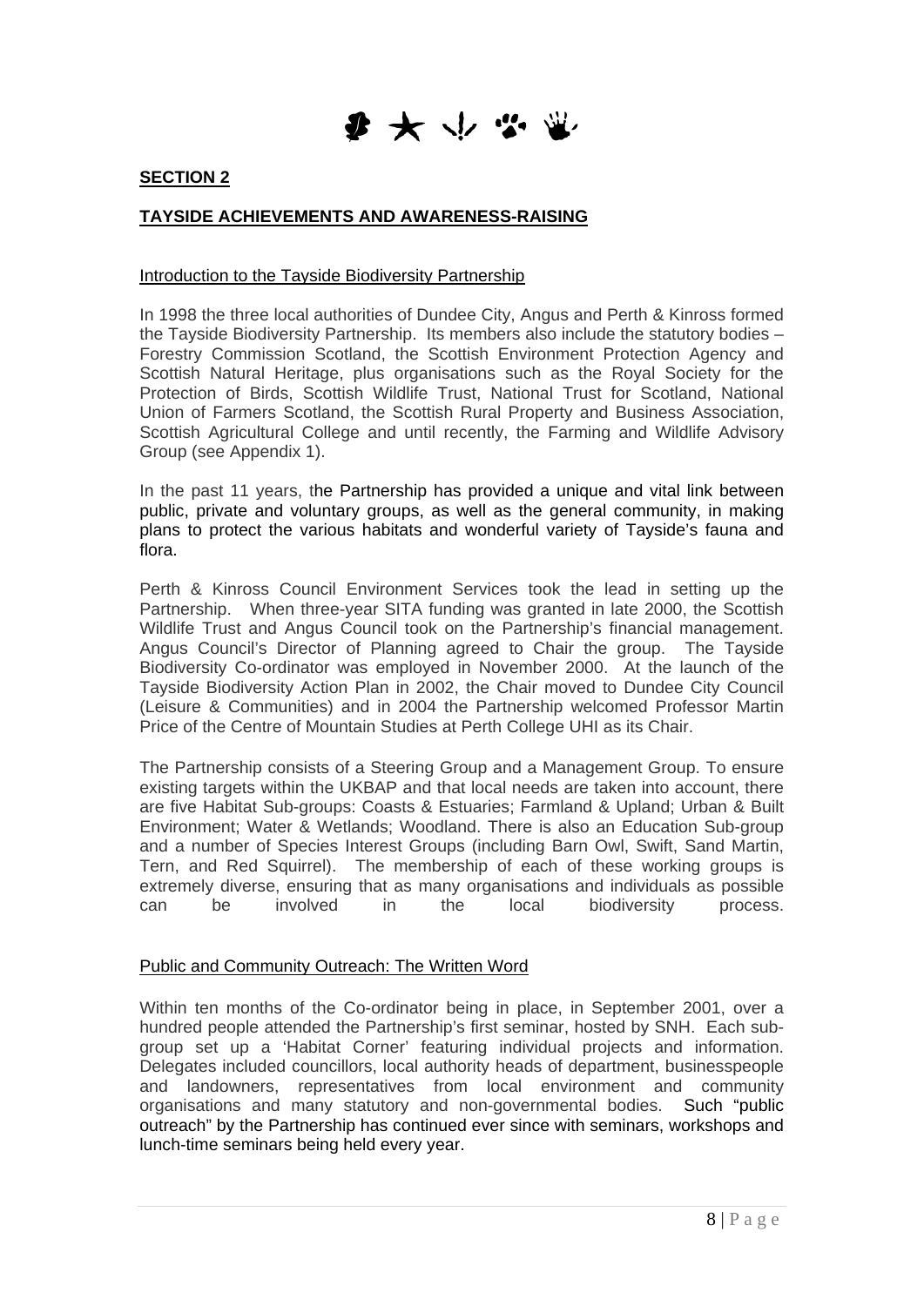## SECTION 2

## TAYSIDE ACHIEVEMENTS AND AWARENESS-RAISING

### Introduction to the Tayside Biodiversity Partnership

In 1998 the three local authorities of Dundee City, Angus and Perth & Kinross formed the Tayside Biodiversity Partnership. Its members also include the statutory bodies – Forestry Commission Scotland, the Scottish Environment Protection Agency and Scottish Natural Heritage, plus organisations such as the Royal Society for the Protection of Birds, Scottish Wildlife Trust, National Trust for Scotland, National Union of Farmers Scotland, the Scottish Rural Property and Business Association, Scottish Agricultural College and until recently, the Farming and Wildlife Advisory Group (see Appendix 1).

In the past 11 years, the Partnership has provided a unique and vital link between public, private and voluntary groups, as well as the general community, in making plans to protect the various habitats and wonderful variety of Tayside's fauna and flora.

Perth & Kinross Council Environment Services took the lead in setting up the Partnership. When three-year SITA funding was granted in late 2000, the Scottish Wildlife Trust and Angus Council took on the Partnership's financial management. Angus Council's Director of Planning agreed to Chair the group. The Tayside Biodiversity Co-ordinator was employed in November 2000. At the launch of the Tayside Biodiversity Action Plan in 2002, the Chair moved to Dundee City Council (Leisure & Communities) and in 2004 the Partnership welcomed Professor Martin Price of the Centre of Mountain Studies at Perth College UHI as its Chair.

The Partnership consists of a Steering Group and a Management Group. To ensure existing targets within the UKBAP and that local needs are taken into account, there are five Habitat Sub-groups: Coasts & Estuaries; Farmland & Upland; Urban & Built Environment; Water & Wetlands; Woodland. There is also an Education Sub-group and a number of Species Interest Groups (including Barn Owl, Swift, Sand Martin, Tern, and Red Squirrel). The membership of each of these working groups is extremely diverse, ensuring that as many organisations and individuals as possible can be involved in the local biodiversity process.

### Public and Community Outreach: The Written Word

Within ten months of the Co-ordinator being in place, in September 2001, over a hundred people attended the Partnership's first seminar, hosted by SNH. Each sub-group set up a 'Habitat Corner' featuring individual projects and information. Delegates included councillors, local authority heads of department, businesspeople and landowners, representatives from local environment and community organisations and many statutory and non-governmental bodies. Such "public outreach" by the Partnership has continued ever since with seminars, workshops and lunch-time seminars being held every year.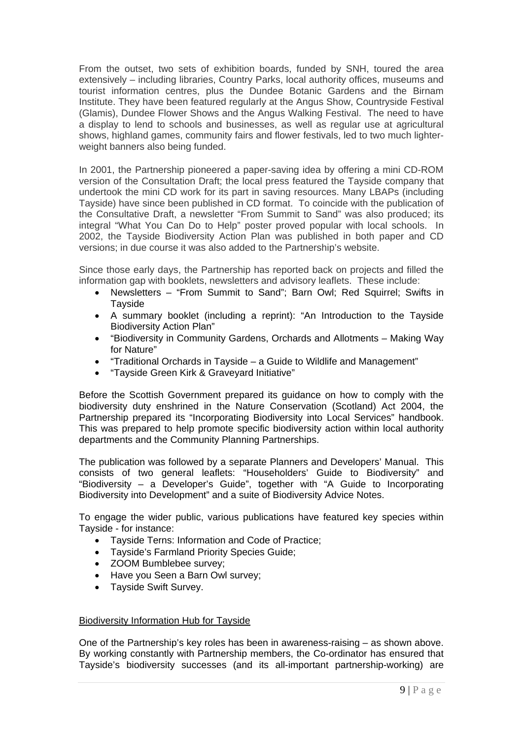From the outset, two sets of exhibition boards, funded by SNH, toured the area extensively – including libraries, Country Parks, local authority offices, museums and tourist information centres, plus the Dundee Botanic Gardens and the Birnam Institute. They have been featured regularly at the Angus Show, Countryside Festival (Glamis), Dundee Flower Shows and the Angus Walking Festival. The need to have a display to lend to schools and businesses, as well as regular use at agricultural shows, highland games, community fairs and flower festivals, led to two much lighter-weight banners also being funded.

In 2001, the Partnership pioneered a paper-saving idea by offering a mini CD-ROM version of the Consultation Draft; the local press featured the Tayside company that undertook the mini CD work for its part in saving resources. Many LBAPs (including Tayside) have since been published in CD format. To coincide with the publication of the Consultative Draft, a newsletter "From Summit to Sand" was also produced; its integral "What You Can Do to Help" poster proved popular with local schools. In 2002, the Tayside Biodiversity Action Plan was published in both paper and CD versions; in due course it was also added to the Partnership's website.

Since those early days, the Partnership has reported back on projects and filled the information gap with booklets, newsletters and advisory leaflets. These include:

- Newsletters – "From Summit to Sand"; Barn Owl; Red Squirrel; Swifts in Tayside
- A summary booklet (including a reprint): "An Introduction to the Tayside Biodiversity Action Plan"
- "Biodiversity in Community Gardens, Orchards and Allotments – Making Way for Nature"
- "Traditional Orchards in Tayside – a Guide to Wildlife and Management"
- "Tayside Green Kirk & Graveyard Initiative"

Before the Scottish Government prepared its guidance on how to comply with the biodiversity duty enshrined in the Nature Conservation (Scotland) Act 2004, the Partnership prepared its "Incorporating Biodiversity into Local Services" handbook. This was prepared to help promote specific biodiversity action within local authority departments and the Community Planning Partnerships.

The publication was followed by a separate Planners and Developers' Manual. This consists of two general leaflets: "Householders' Guide to Biodiversity" and "Biodiversity – a Developer's Guide", together with "A Guide to Incorporating Biodiversity into Development" and a suite of Biodiversity Advice Notes.

To engage the wider public, various publications have featured key species within Tayside - for instance:

- Tayside Terns: Information and Code of Practice;
- Tayside's Farmland Priority Species Guide;
- ZOOM Bumblebee survey;
- Have you Seen a Barn Owl survey;
- Tayside Swift Survey.

Biodiversity Information Hub for Tayside

One of the Partnership's key roles has been in awareness-raising – as shown above. By working constantly with Partnership members, the Co-ordinator has ensured that Tayside's biodiversity successes (and its all-important partnership-working) are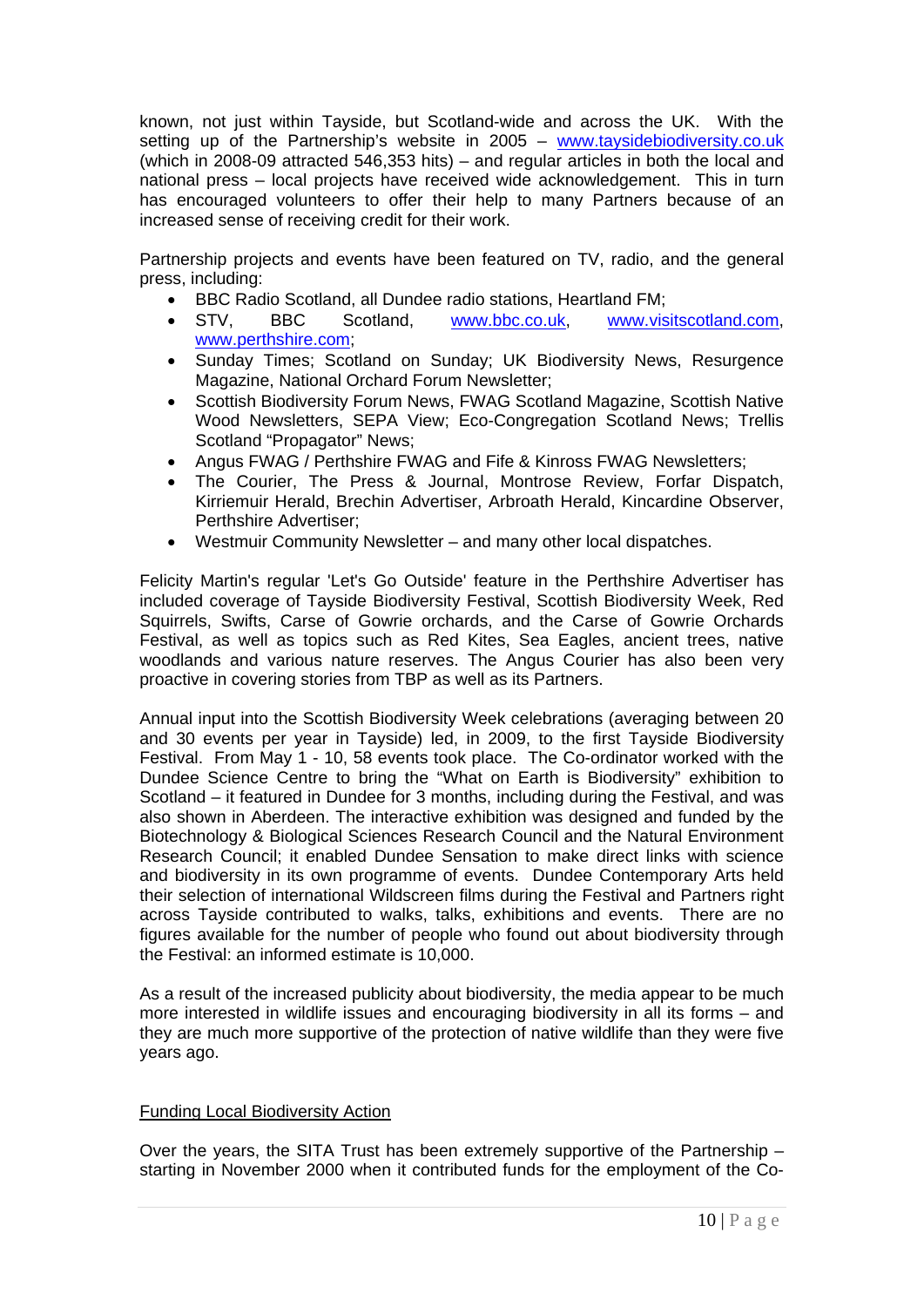known, not just within Tayside, but Scotland-wide and across the UK. With the setting up of the Partnership's website in 2005 – www.taysidebiodiversity.co.uk (which in 2008-09 attracted 546,353 hits) – and regular articles in both the local and national press – local projects have received wide acknowledgement. This in turn has encouraged volunteers to offer their help to many Partners because of an increased sense of receiving credit for their work.

Partnership projects and events have been featured on TV, radio, and the general press, including:

- BBC Radio Scotland, all Dundee radio stations, Heartland FM;
- STV, BBC Scotland, www.bbc.co.uk, www.visitscotland.com, www.perthshire.com;
- Sunday Times; Scotland on Sunday; UK Biodiversity News, Resurgence Magazine, National Orchard Forum Newsletter;
- Scottish Biodiversity Forum News, FWAG Scotland Magazine, Scottish Native Wood Newsletters, SEPA View; Eco-Congregation Scotland News; Trellis Scotland "Propagator" News;
- Angus FWAG / Perthshire FWAG and Fife & Kinross FWAG Newsletters;
- The Courier, The Press & Journal, Montrose Review, Forfar Dispatch, Kirriemuir Herald, Brechin Advertiser, Arbroath Herald, Kincardine Observer, Perthshire Advertiser;
- Westmuir Community Newsletter – and many other local dispatches.

Felicity Martin's regular 'Let's Go Outside' feature in the Perthshire Advertiser has included coverage of Tayside Biodiversity Festival, Scottish Biodiversity Week, Red Squirrels, Swifts, Carse of Gowrie orchards, and the Carse of Gowrie Orchards Festival, as well as topics such as Red Kites, Sea Eagles, ancient trees, native woodlands and various nature reserves. The Angus Courier has also been very proactive in covering stories from TBP as well as its Partners.

Annual input into the Scottish Biodiversity Week celebrations (averaging between 20 and 30 events per year in Tayside) led, in 2009, to the first Tayside Biodiversity Festival. From May 1 - 10, 58 events took place. The Co-ordinator worked with the Dundee Science Centre to bring the "What on Earth is Biodiversity" exhibition to Scotland – it featured in Dundee for 3 months, including during the Festival, and was also shown in Aberdeen. The interactive exhibition was designed and funded by the Biotechnology & Biological Sciences Research Council and the Natural Environment Research Council; it enabled Dundee Sensation to make direct links with science and biodiversity in its own programme of events. Dundee Contemporary Arts held their selection of international Wildscreen films during the Festival and Partners right across Tayside contributed to walks, talks, exhibitions and events. There are no figures available for the number of people who found out about biodiversity through the Festival: an informed estimate is 10,000.

As a result of the increased publicity about biodiversity, the media appear to be much more interested in wildlife issues and encouraging biodiversity in all its forms – and they are much more supportive of the protection of native wildlife than they were five years ago.

## Funding Local Biodiversity Action

Over the years, the SITA Trust has been extremely supportive of the Partnership – starting in November 2000 when it contributed funds for the employment of the Co-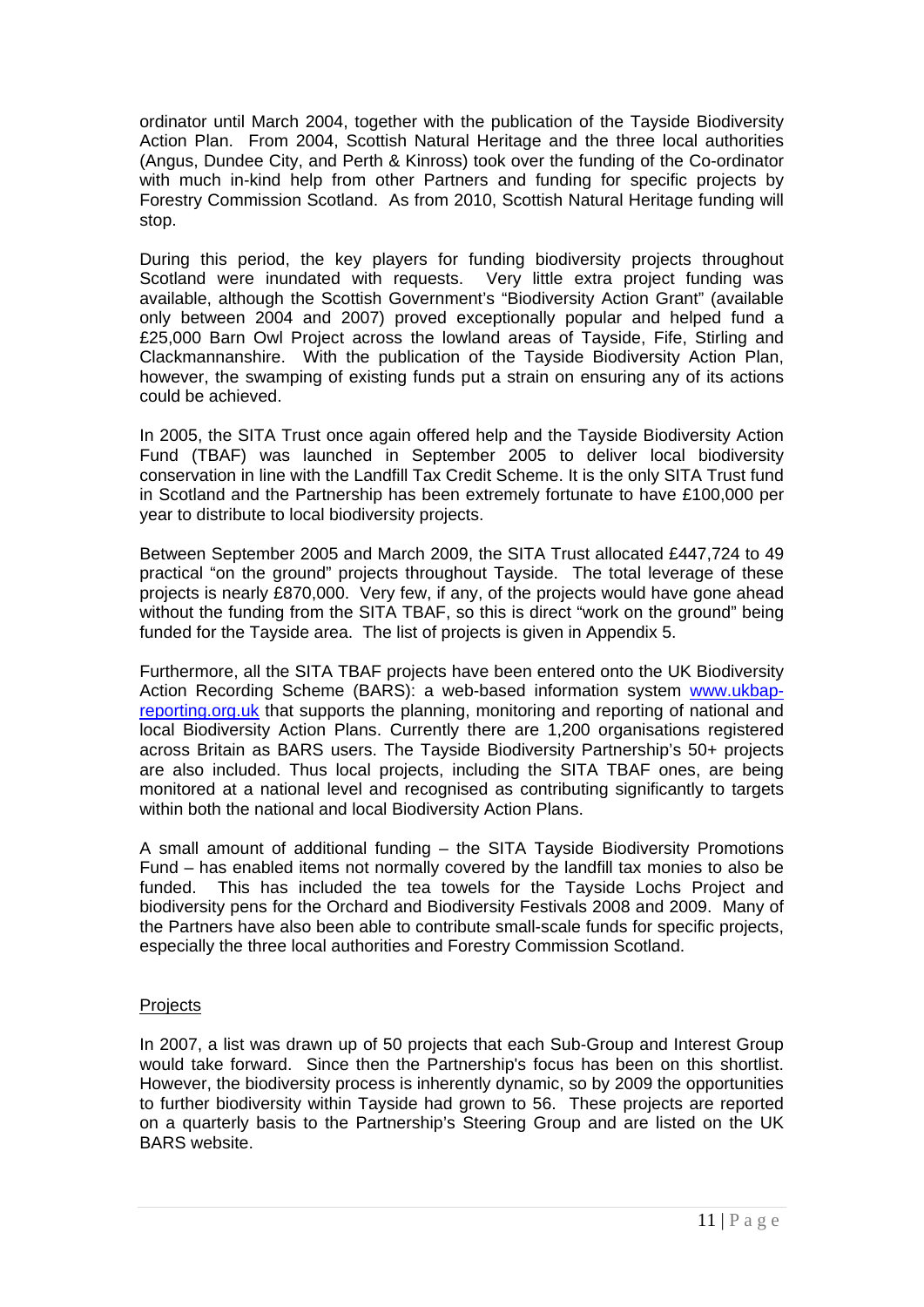ordinator until March 2004, together with the publication of the Tayside Biodiversity Action Plan. From 2004, Scottish Natural Heritage and the three local authorities (Angus, Dundee City, and Perth & Kinross) took over the funding of the Co-ordinator with much in-kind help from other Partners and funding for specific projects by Forestry Commission Scotland. As from 2010, Scottish Natural Heritage funding will stop.

During this period, the key players for funding biodiversity projects throughout Scotland were inundated with requests. Very little extra project funding was available, although the Scottish Government's "Biodiversity Action Grant" (available only between 2004 and 2007) proved exceptionally popular and helped fund a £25,000 Barn Owl Project across the lowland areas of Tayside, Fife, Stirling and Clackmannanshire. With the publication of the Tayside Biodiversity Action Plan, however, the swamping of existing funds put a strain on ensuring any of its actions could be achieved.

In 2005, the SITA Trust once again offered help and the Tayside Biodiversity Action Fund (TBAF) was launched in September 2005 to deliver local biodiversity conservation in line with the Landfill Tax Credit Scheme. It is the only SITA Trust fund in Scotland and the Partnership has been extremely fortunate to have £100,000 per year to distribute to local biodiversity projects.

Between September 2005 and March 2009, the SITA Trust allocated £447,724 to 49 practical "on the ground" projects throughout Tayside. The total leverage of these projects is nearly £870,000. Very few, if any, of the projects would have gone ahead without the funding from the SITA TBAF, so this is direct "work on the ground" being funded for the Tayside area. The list of projects is given in Appendix 5.

Furthermore, all the SITA TBAF projects have been entered onto the UK Biodiversity Action Recording Scheme (BARS): a web-based information system [www.ukbap-reporting.org.uk](http://www.ukbap-reporting.org.uk) that supports the planning, monitoring and reporting of national and local Biodiversity Action Plans. Currently there are 1,200 organisations registered across Britain as BARS users. The Tayside Biodiversity Partnership's 50+ projects are also included. Thus local projects, including the SITA TBAF ones, are being monitored at a national level and recognised as contributing significantly to targets within both the national and local Biodiversity Action Plans.

A small amount of additional funding – the SITA Tayside Biodiversity Promotions Fund – has enabled items not normally covered by the landfill tax monies to also be funded. This has included the tea towels for the Tayside Lochs Project and biodiversity pens for the Orchard and Biodiversity Festivals 2008 and 2009. Many of the Partners have also been able to contribute small-scale funds for specific projects, especially the three local authorities and Forestry Commission Scotland.

## Projects

In 2007, a list was drawn up of 50 projects that each Sub-Group and Interest Group would take forward. Since then the Partnership's focus has been on this shortlist. However, the biodiversity process is inherently dynamic, so by 2009 the opportunities to further biodiversity within Tayside had grown to 56. These projects are reported on a quarterly basis to the Partnership's Steering Group and are listed on the UK BARS website.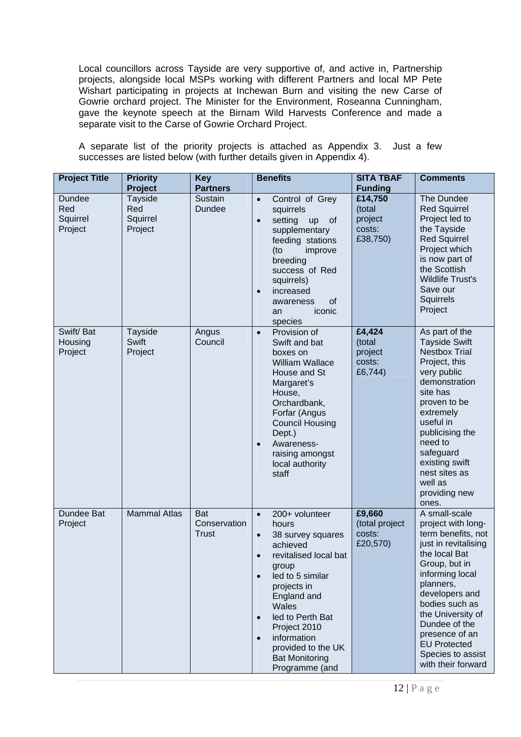Local councillors across Tayside are very supportive of, and active in, Partnership projects, alongside local MSPs working with different Partners and local MP Pete Wishart participating in projects at Inchewan Burn and visiting the new Carse of Gowrie orchard project. The Minister for the Environment, Roseanna Cunningham, gave the keynote speech at the Birnam Wild Harvests Conference and made a separate visit to the Carse of Gowrie Orchard Project.

A separate list of the priority projects is attached as Appendix 3. Just a few successes are listed below (with further details given in Appendix 4).

| Project Title | Priority Project | Key Partners | Benefits | SITA TBAF Funding | Comments |
|---|---|---|---|---|---|
| Dundee Red Squirrel Project | Tayside Red Squirrel Project | Sustain Dundee | • Control of Grey squirrels<br>• setting up of supplementary feeding stations (to improve breeding success of Red squirrels)<br>• increased awareness of an iconic species | **£14,750** (total project costs: £38,750) | The Dundee Red Squirrel Project led to the Tayside Red Squirrel Project which is now part of the Scottish Wildlife Trust's Save our Squirrels Project |
| Swift/ Bat Housing Project | Tayside Swift Project | Angus Council | • Provision of Swift and bat boxes on William Wallace House and St Margaret's House, Orchardbank, Forfar (Angus Council Housing Dept.)<br>• Awareness-raising amongst local authority staff | **£4,424** (total project costs: £6,744) | As part of the Tayside Swift Nestbox Trial Project, this very public demonstration site has proven to be extremely useful in publicising the need to safeguard existing swift nest sites as well as providing new ones. |
| Dundee Bat Project | Mammal Atlas | Bat Conservation Trust | • 200+ volunteer hours<br>• 38 survey squares achieved<br>• revitalised local bat group<br>• led to 5 similar projects in England and Wales<br>• led to Perth Bat Project 2010<br>• information provided to the UK Bat Monitoring Programme (and | **£9,660** (total project costs: £20,570) | A small-scale project with long-term benefits, not just in revitalising the local Bat Group, but in informing local planners, developers and bodies such as the University of Dundee of the presence of an EU Protected Species to assist with their forward |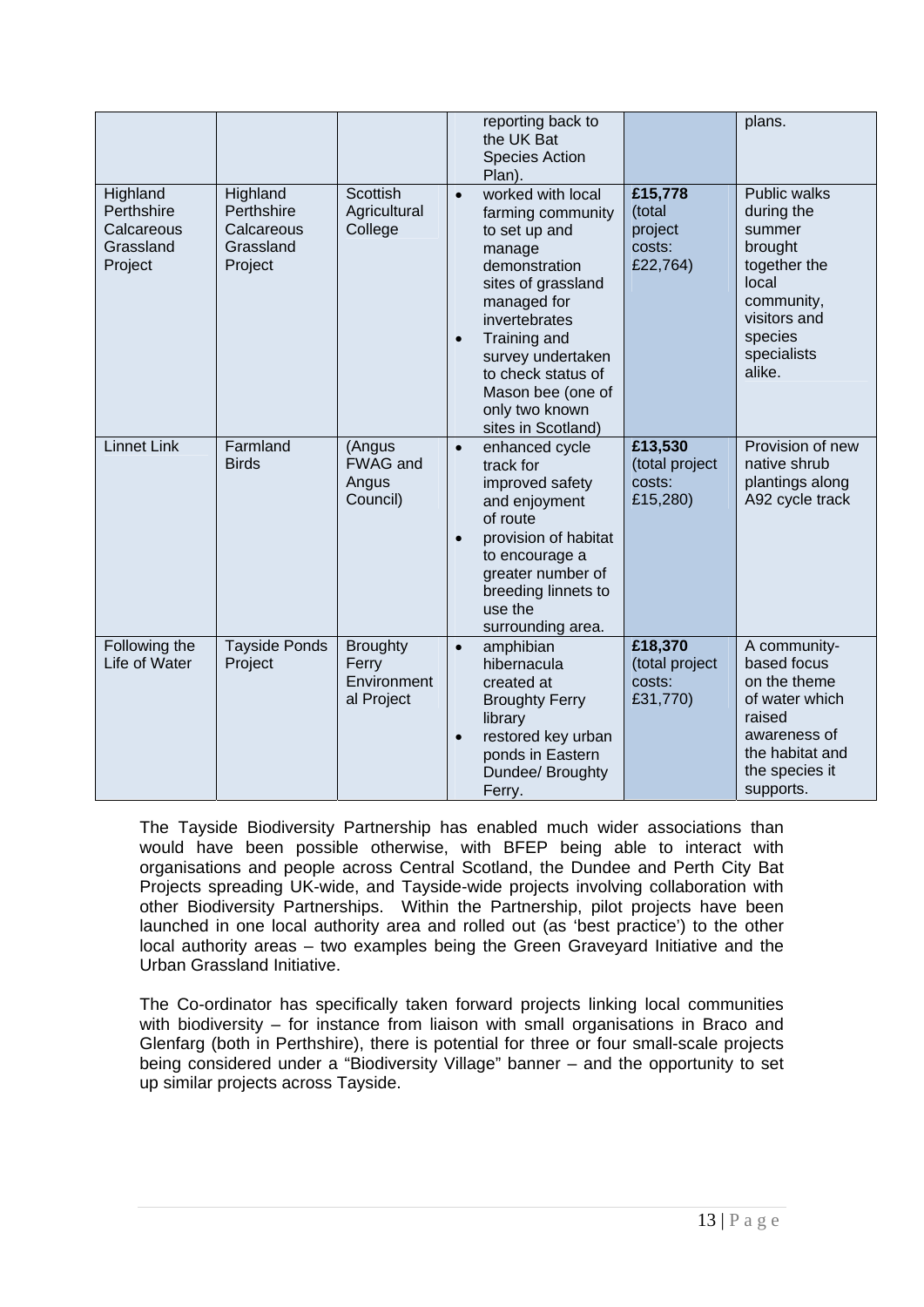| | | | | | |
|---|---|---|---|---|---|
| | | | reporting back to the UK Bat Species Action Plan). | | plans. |
| Highland Perthshire Calcareous Grassland Project | Highland Perthshire Calcareous Grassland Project | Scottish Agricultural College | • worked with local farming community to set up and manage demonstration sites of grassland managed for invertebrates<br>• Training and survey undertaken to check status of Mason bee (one of only two known sites in Scotland) | **£15,778** (total project costs: £22,764) | Public walks during the summer brought together the local community, visitors and species specialists alike. |
| Linnet Link | Farmland Birds | (Angus FWAG and Angus Council) | • enhanced cycle track for improved safety and enjoyment of route<br>• provision of habitat to encourage a greater number of breeding linnets to use the surrounding area. | **£13,530** (total project costs: £15,280) | Provision of new native shrub plantings along A92 cycle track |
| Following the Life of Water | Tayside Ponds Project | Broughty Ferry Environmental Project | • amphibian hibernacula created at Broughty Ferry library<br>• restored key urban ponds in Eastern Dundee/ Broughty Ferry. | **£18,370** (total project costs: £31,770) | A community-based focus on the theme of water which raised awareness of the habitat and the species it supports. |

The Tayside Biodiversity Partnership has enabled much wider associations than would have been possible otherwise, with BFEP being able to interact with organisations and people across Central Scotland, the Dundee and Perth City Bat Projects spreading UK-wide, and Tayside-wide projects involving collaboration with other Biodiversity Partnerships. Within the Partnership, pilot projects have been launched in one local authority area and rolled out (as 'best practice') to the other local authority areas – two examples being the Green Graveyard Initiative and the Urban Grassland Initiative.

The Co-ordinator has specifically taken forward projects linking local communities with biodiversity – for instance from liaison with small organisations in Braco and Glenfarg (both in Perthshire), there is potential for three or four small-scale projects being considered under a "Biodiversity Village" banner – and the opportunity to set up similar projects across Tayside.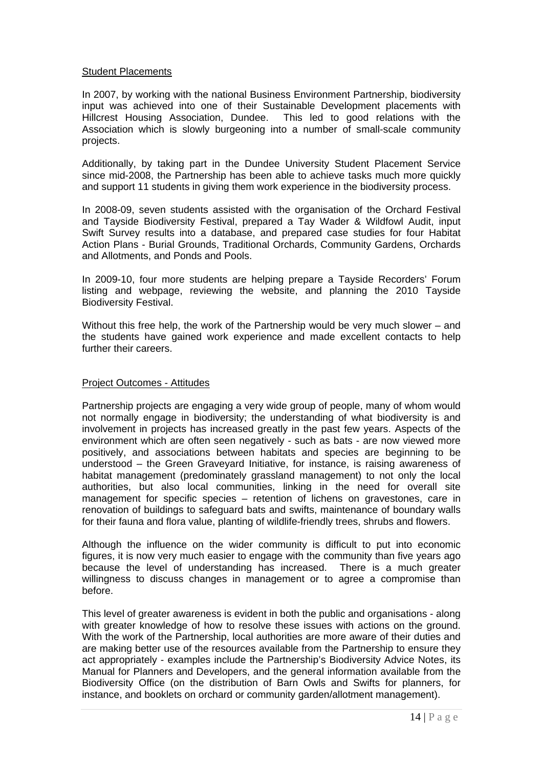## Student Placements

In 2007, by working with the national Business Environment Partnership, biodiversity input was achieved into one of their Sustainable Development placements with Hillcrest Housing Association, Dundee. This led to good relations with the Association which is slowly burgeoning into a number of small-scale community projects.

Additionally, by taking part in the Dundee University Student Placement Service since mid-2008, the Partnership has been able to achieve tasks much more quickly and support 11 students in giving them work experience in the biodiversity process.

In 2008-09, seven students assisted with the organisation of the Orchard Festival and Tayside Biodiversity Festival, prepared a Tay Wader & Wildfowl Audit, input Swift Survey results into a database, and prepared case studies for four Habitat Action Plans - Burial Grounds, Traditional Orchards, Community Gardens, Orchards and Allotments, and Ponds and Pools.

In 2009-10, four more students are helping prepare a Tayside Recorders' Forum listing and webpage, reviewing the website, and planning the 2010 Tayside Biodiversity Festival.

Without this free help, the work of the Partnership would be very much slower – and the students have gained work experience and made excellent contacts to help further their careers.

## Project Outcomes - Attitudes

Partnership projects are engaging a very wide group of people, many of whom would not normally engage in biodiversity; the understanding of what biodiversity is and involvement in projects has increased greatly in the past few years. Aspects of the environment which are often seen negatively - such as bats - are now viewed more positively, and associations between habitats and species are beginning to be understood – the Green Graveyard Initiative, for instance, is raising awareness of habitat management (predominately grassland management) to not only the local authorities, but also local communities, linking in the need for overall site management for specific species – retention of lichens on gravestones, care in renovation of buildings to safeguard bats and swifts, maintenance of boundary walls for their fauna and flora value, planting of wildlife-friendly trees, shrubs and flowers.

Although the influence on the wider community is difficult to put into economic figures, it is now very much easier to engage with the community than five years ago because the level of understanding has increased. There is a much greater willingness to discuss changes in management or to agree a compromise than before.

This level of greater awareness is evident in both the public and organisations - along with greater knowledge of how to resolve these issues with actions on the ground. With the work of the Partnership, local authorities are more aware of their duties and are making better use of the resources available from the Partnership to ensure they act appropriately - examples include the Partnership's Biodiversity Advice Notes, its Manual for Planners and Developers, and the general information available from the Biodiversity Office (on the distribution of Barn Owls and Swifts for planners, for instance, and booklets on orchard or community garden/allotment management).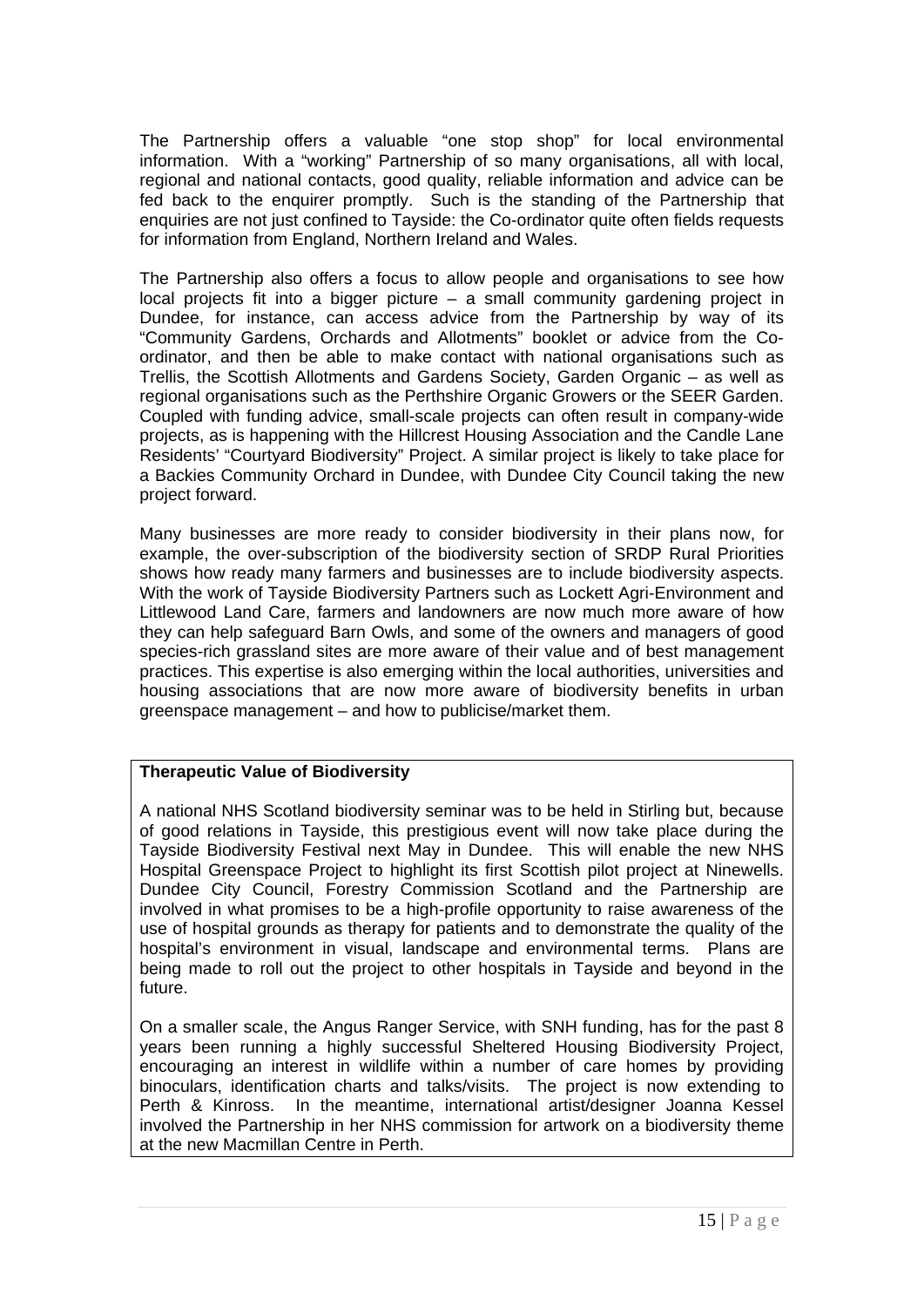The Partnership offers a valuable "one stop shop" for local environmental information. With a "working" Partnership of so many organisations, all with local, regional and national contacts, good quality, reliable information and advice can be fed back to the enquirer promptly. Such is the standing of the Partnership that enquiries are not just confined to Tayside: the Co-ordinator quite often fields requests for information from England, Northern Ireland and Wales.

The Partnership also offers a focus to allow people and organisations to see how local projects fit into a bigger picture – a small community gardening project in Dundee, for instance, can access advice from the Partnership by way of its "Community Gardens, Orchards and Allotments" booklet or advice from the Co-ordinator, and then be able to make contact with national organisations such as Trellis, the Scottish Allotments and Gardens Society, Garden Organic – as well as regional organisations such as the Perthshire Organic Growers or the SEER Garden. Coupled with funding advice, small-scale projects can often result in company-wide projects, as is happening with the Hillcrest Housing Association and the Candle Lane Residents' "Courtyard Biodiversity" Project. A similar project is likely to take place for a Backies Community Orchard in Dundee, with Dundee City Council taking the new project forward.

Many businesses are more ready to consider biodiversity in their plans now, for example, the over-subscription of the biodiversity section of SRDP Rural Priorities shows how ready many farmers and businesses are to include biodiversity aspects. With the work of Tayside Biodiversity Partners such as Lockett Agri-Environment and Littlewood Land Care, farmers and landowners are now much more aware of how they can help safeguard Barn Owls, and some of the owners and managers of good species-rich grassland sites are more aware of their value and of best management practices. This expertise is also emerging within the local authorities, universities and housing associations that are now more aware of biodiversity benefits in urban greenspace management – and how to publicise/market them.

**Therapeutic Value of Biodiversity**

A national NHS Scotland biodiversity seminar was to be held in Stirling but, because of good relations in Tayside, this prestigious event will now take place during the Tayside Biodiversity Festival next May in Dundee. This will enable the new NHS Hospital Greenspace Project to highlight its first Scottish pilot project at Ninewells. Dundee City Council, Forestry Commission Scotland and the Partnership are involved in what promises to be a high-profile opportunity to raise awareness of the use of hospital grounds as therapy for patients and to demonstrate the quality of the hospital's environment in visual, landscape and environmental terms. Plans are being made to roll out the project to other hospitals in Tayside and beyond in the future.

On a smaller scale, the Angus Ranger Service, with SNH funding, has for the past 8 years been running a highly successful Sheltered Housing Biodiversity Project, encouraging an interest in wildlife within a number of care homes by providing binoculars, identification charts and talks/visits. The project is now extending to Perth & Kinross. In the meantime, international artist/designer Joanna Kessel involved the Partnership in her NHS commission for artwork on a biodiversity theme at the new Macmillan Centre in Perth.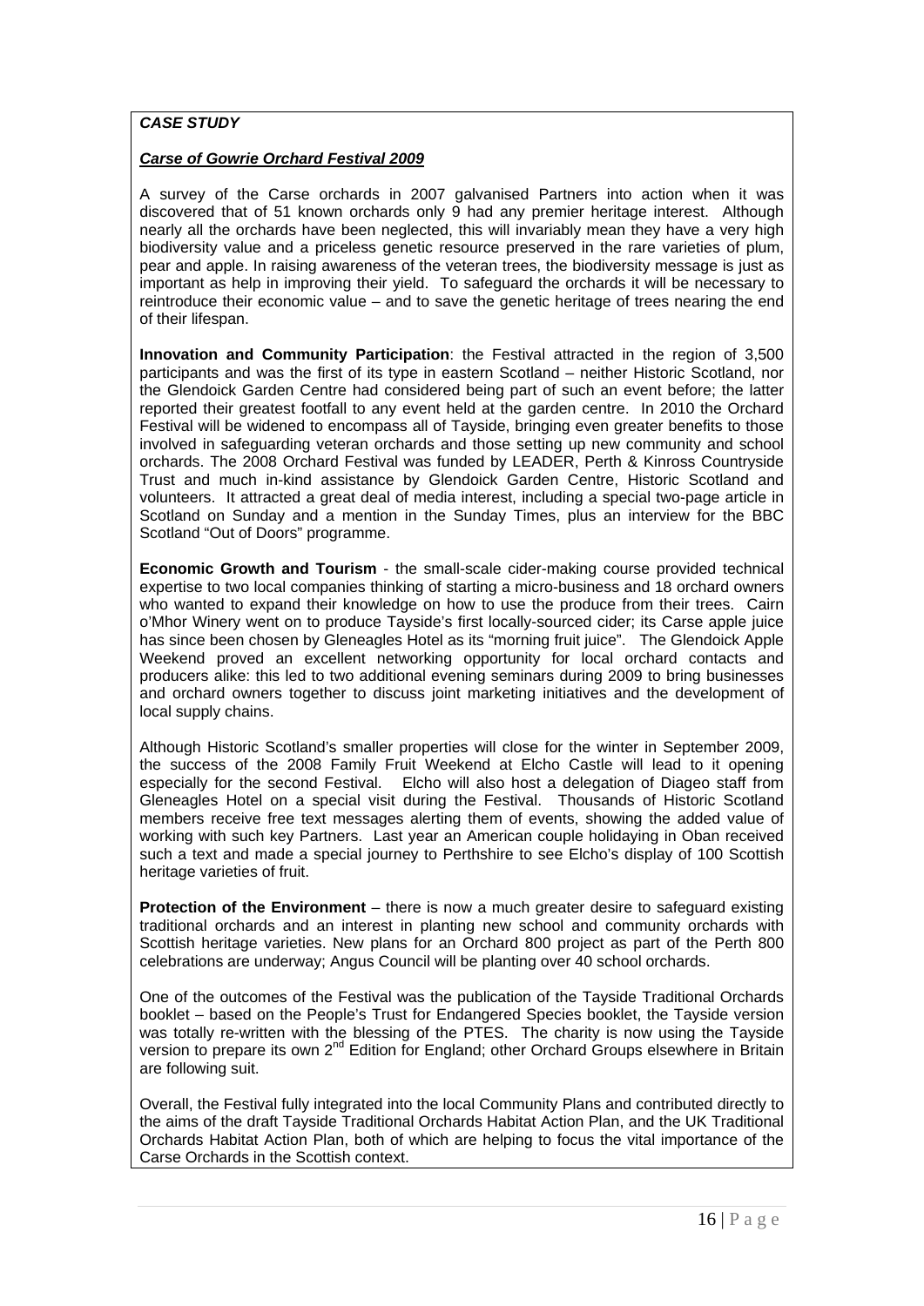***CASE STUDY***

***Carse of Gowrie Orchard Festival 2009***

A survey of the Carse orchards in 2007 galvanised Partners into action when it was discovered that of 51 known orchards only 9 had any premier heritage interest. Although nearly all the orchards have been neglected, this will invariably mean they have a very high biodiversity value and a priceless genetic resource preserved in the rare varieties of plum, pear and apple. In raising awareness of the veteran trees, the biodiversity message is just as important as help in improving their yield. To safeguard the orchards it will be necessary to reintroduce their economic value – and to save the genetic heritage of trees nearing the end of their lifespan.

**Innovation and Community Participation**: the Festival attracted in the region of 3,500 participants and was the first of its type in eastern Scotland – neither Historic Scotland, nor the Glendoick Garden Centre had considered being part of such an event before; the latter reported their greatest footfall to any event held at the garden centre. In 2010 the Orchard Festival will be widened to encompass all of Tayside, bringing even greater benefits to those involved in safeguarding veteran orchards and those setting up new community and school orchards. The 2008 Orchard Festival was funded by LEADER, Perth & Kinross Countryside Trust and much in-kind assistance by Glendoick Garden Centre, Historic Scotland and volunteers. It attracted a great deal of media interest, including a special two-page article in Scotland on Sunday and a mention in the Sunday Times, plus an interview for the BBC Scotland "Out of Doors" programme.

**Economic Growth and Tourism** - the small-scale cider-making course provided technical expertise to two local companies thinking of starting a micro-business and 18 orchard owners who wanted to expand their knowledge on how to use the produce from their trees. Cairn o'Mhor Winery went on to produce Tayside's first locally-sourced cider; its Carse apple juice has since been chosen by Gleneagles Hotel as its "morning fruit juice". The Glendoick Apple Weekend proved an excellent networking opportunity for local orchard contacts and producers alike: this led to two additional evening seminars during 2009 to bring businesses and orchard owners together to discuss joint marketing initiatives and the development of local supply chains.

Although Historic Scotland's smaller properties will close for the winter in September 2009, the success of the 2008 Family Fruit Weekend at Elcho Castle will lead to it opening especially for the second Festival. Elcho will also host a delegation of Diageo staff from Gleneagles Hotel on a special visit during the Festival. Thousands of Historic Scotland members receive free text messages alerting them of events, showing the added value of working with such key Partners. Last year an American couple holidaying in Oban received such a text and made a special journey to Perthshire to see Elcho's display of 100 Scottish heritage varieties of fruit.

**Protection of the Environment** – there is now a much greater desire to safeguard existing traditional orchards and an interest in planting new school and community orchards with Scottish heritage varieties. New plans for an Orchard 800 project as part of the Perth 800 celebrations are underway; Angus Council will be planting over 40 school orchards.

One of the outcomes of the Festival was the publication of the Tayside Traditional Orchards booklet – based on the People's Trust for Endangered Species booklet, the Tayside version was totally re-written with the blessing of the PTES. The charity is now using the Tayside version to prepare its own 2nd Edition for England; other Orchard Groups elsewhere in Britain are following suit.

Overall, the Festival fully integrated into the local Community Plans and contributed directly to the aims of the draft Tayside Traditional Orchards Habitat Action Plan, and the UK Traditional Orchards Habitat Action Plan, both of which are helping to focus the vital importance of the Carse Orchards in the Scottish context.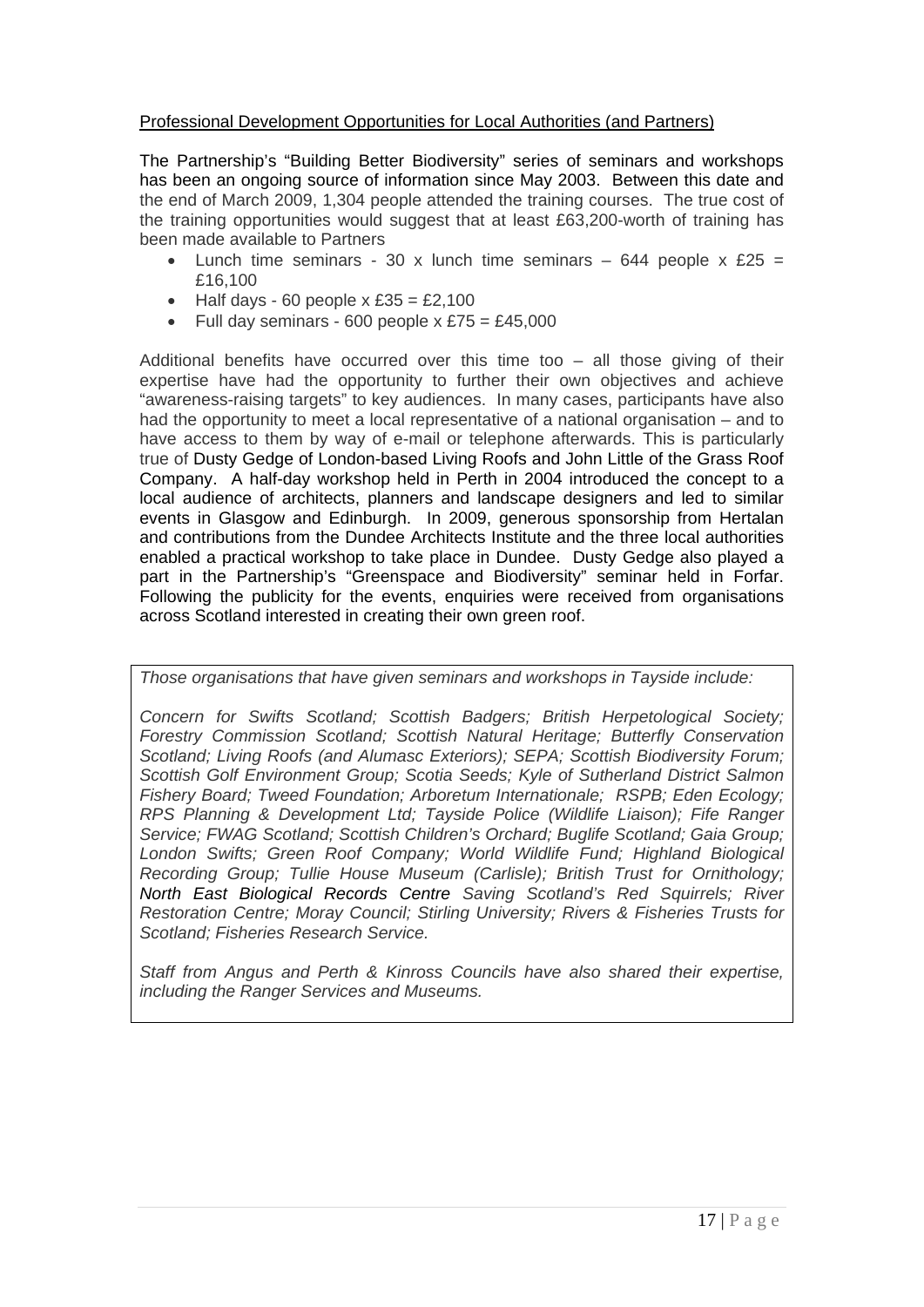Professional Development Opportunities for Local Authorities (and Partners)

The Partnership's "Building Better Biodiversity" series of seminars and workshops has been an ongoing source of information since May 2003. Between this date and the end of March 2009, 1,304 people attended the training courses. The true cost of the training opportunities would suggest that at least £63,200-worth of training has been made available to Partners

- Lunch time seminars - 30 x lunch time seminars – 644 people x £25 = £16,100
- Half days - 60 people x £35 = £2,100
- Full day seminars - 600 people x £75 = £45,000

Additional benefits have occurred over this time too – all those giving of their expertise have had the opportunity to further their own objectives and achieve "awareness-raising targets" to key audiences. In many cases, participants have also had the opportunity to meet a local representative of a national organisation – and to have access to them by way of e-mail or telephone afterwards. This is particularly true of Dusty Gedge of London-based Living Roofs and John Little of the Grass Roof Company. A half-day workshop held in Perth in 2004 introduced the concept to a local audience of architects, planners and landscape designers and led to similar events in Glasgow and Edinburgh. In 2009, generous sponsorship from Hertalan and contributions from the Dundee Architects Institute and the three local authorities enabled a practical workshop to take place in Dundee. Dusty Gedge also played a part in the Partnership's "Greenspace and Biodiversity" seminar held in Forfar. Following the publicity for the events, enquiries were received from organisations across Scotland interested in creating their own green roof.

*Those organisations that have given seminars and workshops in Tayside include:*

*Concern for Swifts Scotland; Scottish Badgers; British Herpetological Society; Forestry Commission Scotland; Scottish Natural Heritage; Butterfly Conservation Scotland; Living Roofs (and Alumasc Exteriors); SEPA; Scottish Biodiversity Forum; Scottish Golf Environment Group; Scotia Seeds; Kyle of Sutherland District Salmon Fishery Board; Tweed Foundation; Arboretum Internationale; RSPB; Eden Ecology; RPS Planning & Development Ltd; Tayside Police (Wildlife Liaison); Fife Ranger Service; FWAG Scotland; Scottish Children's Orchard; Buglife Scotland; Gaia Group; London Swifts; Green Roof Company; World Wildlife Fund; Highland Biological Recording Group; Tullie House Museum (Carlisle); British Trust for Ornithology; North East Biological Records Centre Saving Scotland's Red Squirrels; River Restoration Centre; Moray Council; Stirling University; Rivers & Fisheries Trusts for Scotland; Fisheries Research Service.*

*Staff from Angus and Perth & Kinross Councils have also shared their expertise, including the Ranger Services and Museums.*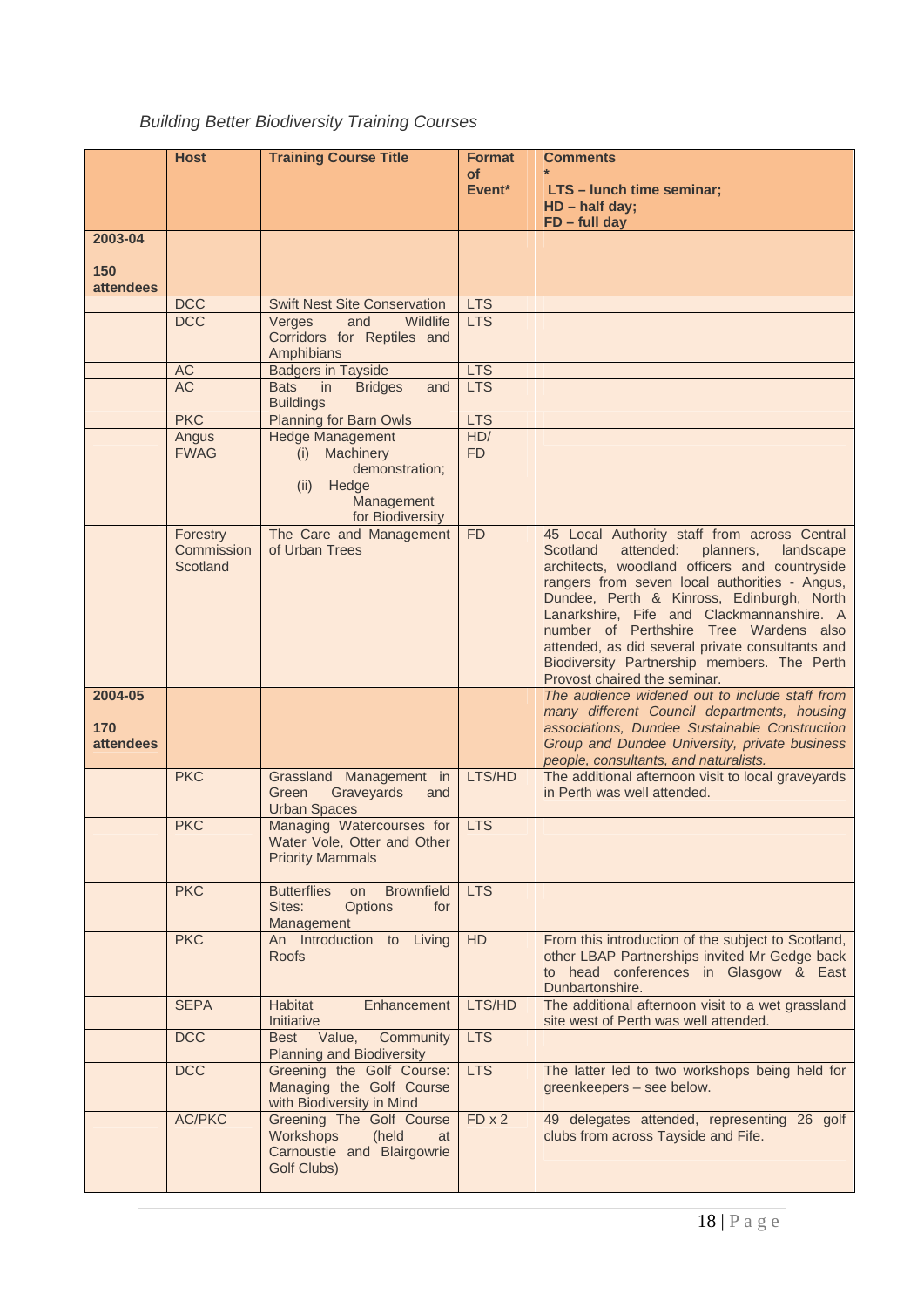*Building Better Biodiversity Training Courses*

| | Host | Training Course Title | Format of Event* | Comments<br>* LTS – lunch time seminar; HD – half day; FD – full day |
|---|---|---|---|---|
| **2003-04**<br><br>**150 attendees** | | | | |
| | DCC | Swift Nest Site Conservation | LTS | |
| | DCC | Verges and Wildlife Corridors for Reptiles and Amphibians | LTS | |
| | AC | Badgers in Tayside | LTS | |
| | AC | Bats in Bridges and Buildings | LTS | |
| | PKC | Planning for Barn Owls | LTS | |
| | Angus FWAG | Hedge Management<br>(i) Machinery demonstration;<br>(ii) Hedge Management for Biodiversity | HD/ FD | |
| | Forestry Commission Scotland | The Care and Management of Urban Trees | FD | 45 Local Authority staff from across Central Scotland attended: planners, landscape architects, woodland officers and countryside rangers from seven local authorities - Angus, Dundee, Perth & Kinross, Edinburgh, North Lanarkshire, Fife and Clackmannanshire. A number of Perthshire Tree Wardens also attended, as did several private consultants and Biodiversity Partnership members. The Perth Provost chaired the seminar. |
| **2004-05**<br><br>**170 attendees** | | | | *The audience widened out to include staff from many different Council departments, housing associations, Dundee Sustainable Construction Group and Dundee University, private business people, consultants, and naturalists.* |
| | PKC | Grassland Management in Green Graveyards and Urban Spaces | LTS/HD | The additional afternoon visit to local graveyards in Perth was well attended. |
| | PKC | Managing Watercourses for Water Vole, Otter and Other Priority Mammals | LTS | |
| | PKC | Butterflies on Brownfield Sites: Options for Management | LTS | |
| | PKC | An Introduction to Living Roofs | HD | From this introduction of the subject to Scotland, other LBAP Partnerships invited Mr Gedge back to head conferences in Glasgow & East Dunbartonshire. |
| | SEPA | Habitat Enhancement Initiative | LTS/HD | The additional afternoon visit to a wet grassland site west of Perth was well attended. |
| | DCC | Best Value, Community Planning and Biodiversity | LTS | |
| | DCC | Greening the Golf Course: Managing the Golf Course with Biodiversity in Mind | LTS | The latter led to two workshops being held for greenkeepers – see below. |
| | AC/PKC | Greening The Golf Course Workshops (held at Carnoustie and Blairgowrie Golf Clubs) | FD x 2 | 49 delegates attended, representing 26 golf clubs from across Tayside and Fife. |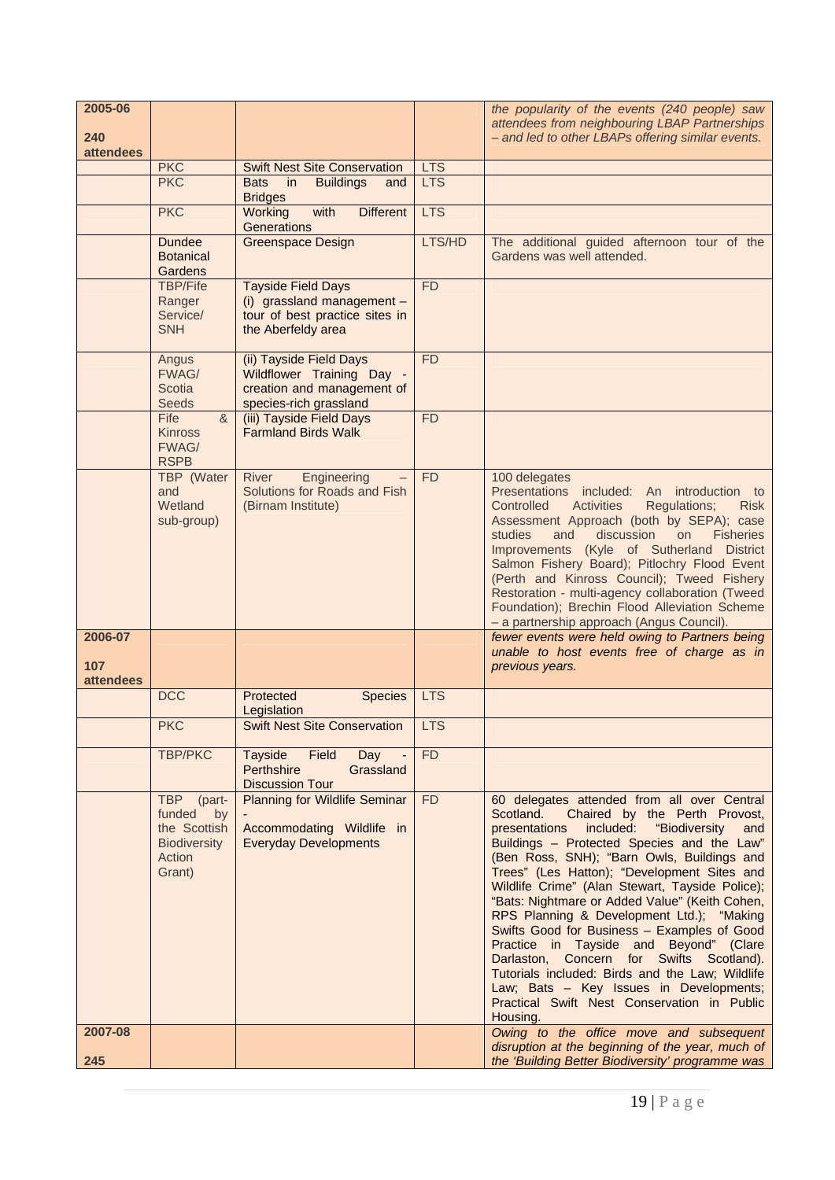| | | | | |
|---|---|---|---|---|
| **2005-06**<br><br>**240 attendees** | | | | *the popularity of the events (240 people) saw attendees from neighbouring LBAP Partnerships – and led to other LBAPs offering similar events.* |
| | PKC | Swift Nest Site Conservation | LTS | |
| | PKC | Bats in Buildings and Bridges | LTS | |
| | PKC | Working with Different Generations | LTS | |
| | Dundee Botanical Gardens | Greenspace Design | LTS/HD | The additional guided afternoon tour of the Gardens was well attended. |
| | TBP/Fife Ranger Service/ SNH | Tayside Field Days<br>(i) grassland management – tour of best practice sites in the Aberfeldy area | FD | |
| | Angus FWAG/ Scotia Seeds | (ii) Tayside Field Days Wildflower Training Day - creation and management of species-rich grassland | FD | |
| | Fife & Kinross FWAG/ RSPB | (iii) Tayside Field Days Farmland Birds Walk | FD | |
| | TBP (Water and Wetland sub-group) | River Engineering – Solutions for Roads and Fish (Birnam Institute) | FD | 100 delegates<br>Presentations included: An introduction to Controlled Activities Regulations; Risk Assessment Approach (both by SEPA); case studies and discussion on Fisheries Improvements (Kyle of Sutherland District Salmon Fishery Board); Pitlochry Flood Event (Perth and Kinross Council); Tweed Fishery Restoration - multi-agency collaboration (Tweed Foundation); Brechin Flood Alleviation Scheme – a partnership approach (Angus Council). |
| **2006-07**<br><br>**107 attendees** | | | | *fewer events were held owing to Partners being unable to host events free of charge as in previous years.* |
| | DCC | Protected Species Legislation | LTS | |
| | PKC | Swift Nest Site Conservation | LTS | |
| | TBP/PKC | Tayside Field Day - Perthshire Grassland Discussion Tour | FD | |
| | TBP (part-funded by the Scottish Biodiversity Action Grant) | Planning for Wildlife Seminar -<br>Accommodating Wildlife in Everyday Developments | FD | 60 delegates attended from all over Central Scotland. Chaired by the Perth Provost, presentations included: "Biodiversity and Buildings – Protected Species and the Law" (Ben Ross, SNH); "Barn Owls, Buildings and Trees" (Les Hatton); "Development Sites and Wildlife Crime" (Alan Stewart, Tayside Police); "Bats: Nightmare or Added Value" (Keith Cohen, RPS Planning & Development Ltd.); "Making Swifts Good for Business – Examples of Good Practice in Tayside and Beyond" (Clare Darlaston, Concern for Swifts Scotland). Tutorials included: Birds and the Law; Wildlife Law; Bats – Key Issues in Developments; Practical Swift Nest Conservation in Public Housing. |
| **2007-08**<br><br>**245** | | | | *Owing to the office move and subsequent disruption at the beginning of the year, much of the 'Building Better Biodiversity' programme was* |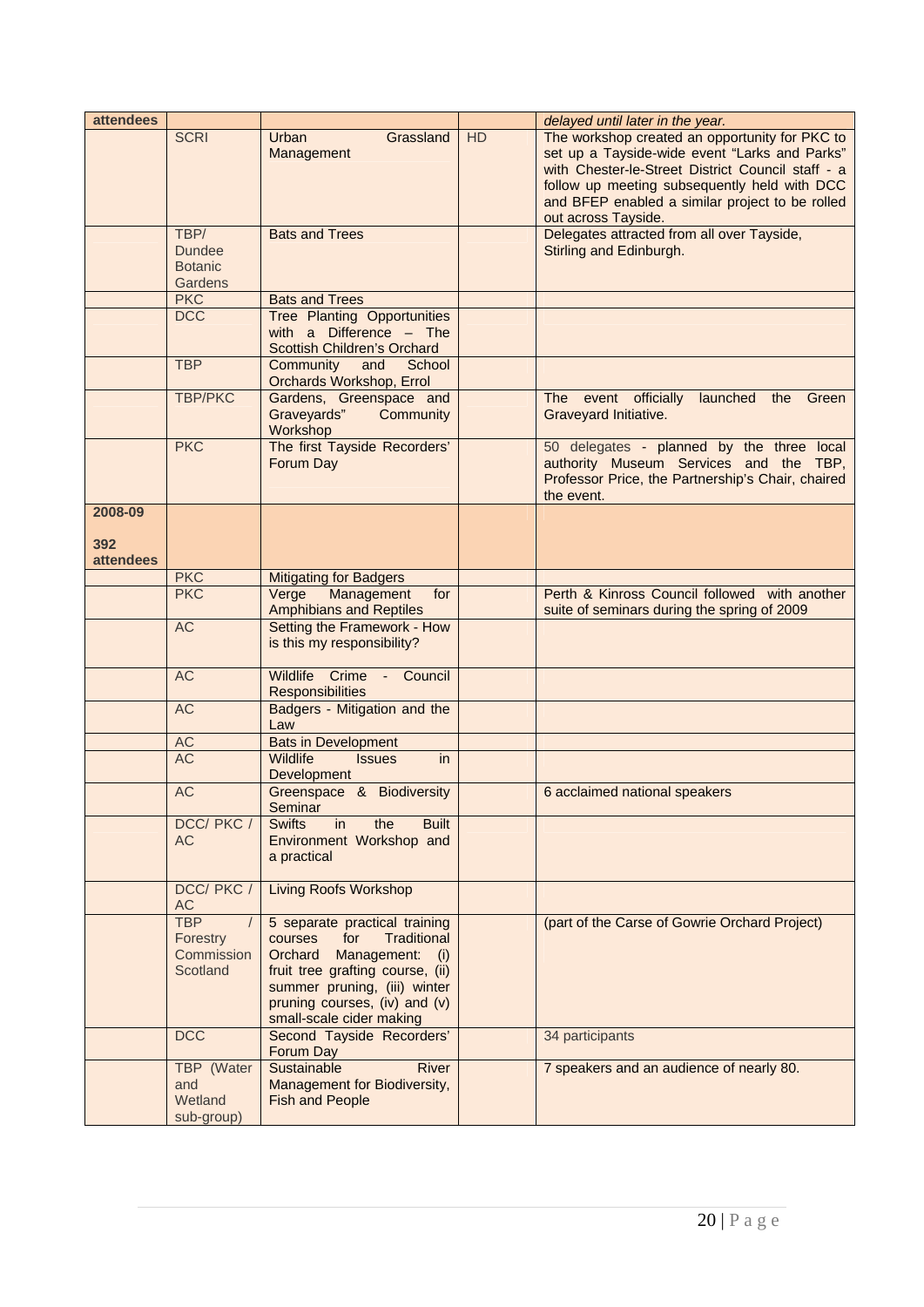| attendees | | | | *delayed until later in the year.* |
|---|---|---|---|---|
| | SCRI | Urban Grassland Management | HD | The workshop created an opportunity for PKC to set up a Tayside-wide event "Larks and Parks" with Chester-le-Street District Council staff - a follow up meeting subsequently held with DCC and BFEP enabled a similar project to be rolled out across Tayside. |
| | TBP/ Dundee Botanic Gardens | Bats and Trees | | Delegates attracted from all over Tayside, Stirling and Edinburgh. |
| | PKC | Bats and Trees | | |
| | DCC | Tree Planting Opportunities with a Difference – The Scottish Children's Orchard | | |
| | TBP | Community and School Orchards Workshop, Errol | | |
| | TBP/PKC | Gardens, Greenspace and Graveyards" Community Workshop | | The event officially launched the Green Graveyard Initiative. |
| | PKC | The first Tayside Recorders' Forum Day | | 50 delegates - planned by the three local authority Museum Services and the TBP, Professor Price, the Partnership's Chair, chaired the event. |
| **2008-09**<br><br>**392 attendees** | | | | |
| | PKC | Mitigating for Badgers | | |
| | PKC | Verge Management for Amphibians and Reptiles | | Perth & Kinross Council followed with another suite of seminars during the spring of 2009 |
| | AC | Setting the Framework - How is this my responsibility? | | |
| | AC | Wildlife Crime - Council Responsibilities | | |
| | AC | Badgers - Mitigation and the Law | | |
| | AC | Bats in Development | | |
| | AC | Wildlife Issues in Development | | |
| | AC | Greenspace & Biodiversity Seminar | | 6 acclaimed national speakers |
| | DCC/ PKC / AC | Swifts in the Built Environment Workshop and a practical | | |
| | DCC/ PKC / AC | Living Roofs Workshop | | |
| | TBP / Forestry Commission Scotland | 5 separate practical training courses for Traditional Orchard Management: (i) fruit tree grafting course, (ii) summer pruning, (iii) winter pruning courses, (iv) and (v) small-scale cider making | | (part of the Carse of Gowrie Orchard Project) |
| | DCC | Second Tayside Recorders' Forum Day | | 34 participants |
| | TBP (Water and Wetland sub-group) | Sustainable River Management for Biodiversity, Fish and People | | 7 speakers and an audience of nearly 80. |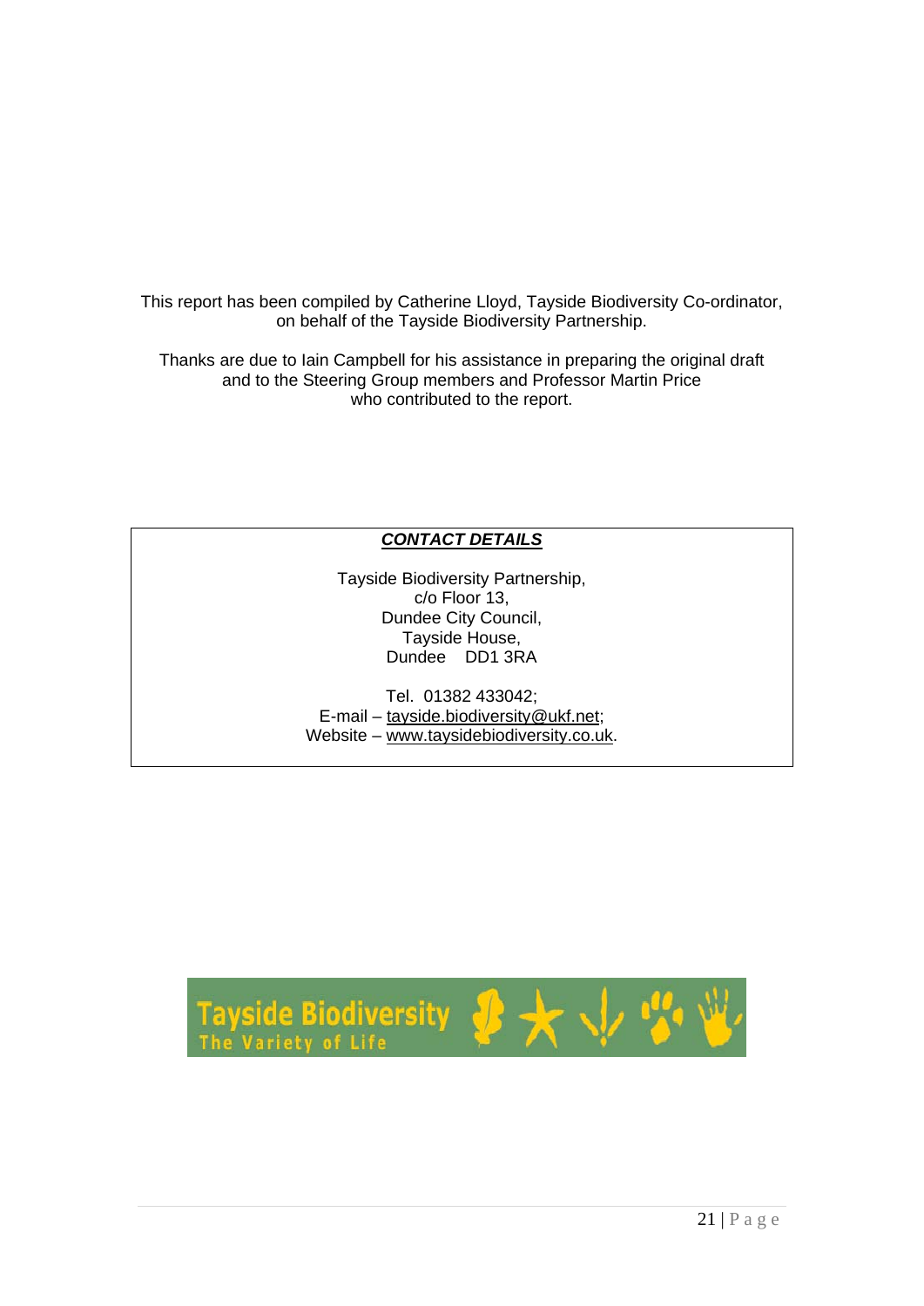This report has been compiled by Catherine Lloyd, Tayside Biodiversity Co-ordinator, on behalf of the Tayside Biodiversity Partnership.

Thanks are due to Iain Campbell for his assistance in preparing the original draft and to the Steering Group members and Professor Martin Price who contributed to the report.

***CONTACT DETAILS***

Tayside Biodiversity Partnership,
c/o Floor 13,
Dundee City Council,
Tayside House,
Dundee DD1 3RA

Tel. 01382 433042;
E-mail – tayside.biodiversity@ukf.net;
Website – www.taysidebiodiversity.co.uk.

Tayside Biodiversity
The Variety of Life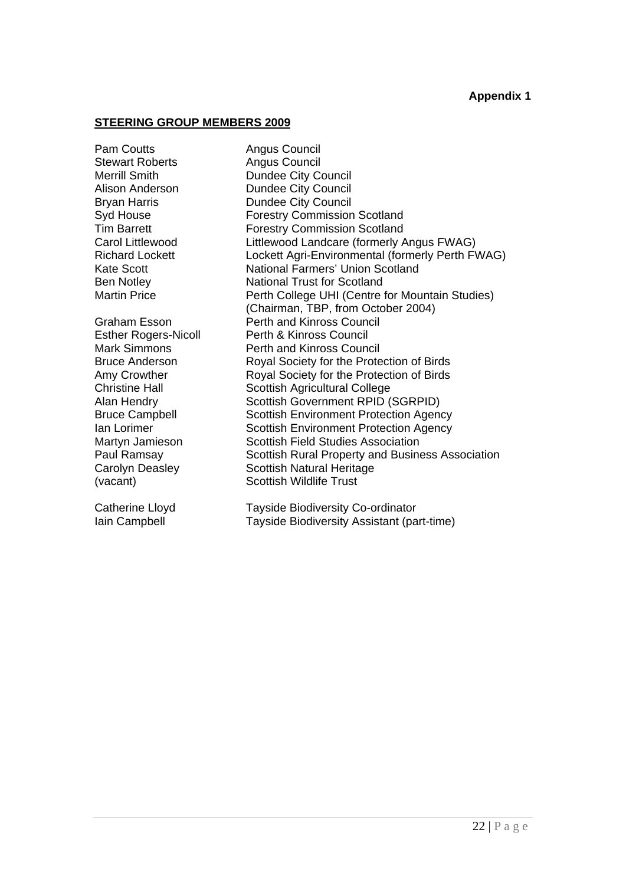**Appendix 1**

**STEERING GROUP MEMBERS 2009**

| | |
|---|---|
| Pam Coutts | Angus Council |
| Stewart Roberts | Angus Council |
| Merrill Smith | Dundee City Council |
| Alison Anderson | Dundee City Council |
| Bryan Harris | Dundee City Council |
| Syd House | Forestry Commission Scotland |
| Tim Barrett | Forestry Commission Scotland |
| Carol Littlewood | Littlewood Landcare (formerly Angus FWAG) |
| Richard Lockett | Lockett Agri-Environmental (formerly Perth FWAG) |
| Kate Scott | National Farmers' Union Scotland |
| Ben Notley | National Trust for Scotland |
| Martin Price | Perth College UHI (Centre for Mountain Studies) (Chairman, TBP, from October 2004) |
| Graham Esson | Perth and Kinross Council |
| Esther Rogers-Nicoll | Perth & Kinross Council |
| Mark Simmons | Perth and Kinross Council |
| Bruce Anderson | Royal Society for the Protection of Birds |
| Amy Crowther | Royal Society for the Protection of Birds |
| Christine Hall | Scottish Agricultural College |
| Alan Hendry | Scottish Government RPID (SGRPID) |
| Bruce Campbell | Scottish Environment Protection Agency |
| Ian Lorimer | Scottish Environment Protection Agency |
| Martyn Jamieson | Scottish Field Studies Association |
| Paul Ramsay | Scottish Rural Property and Business Association |
| Carolyn Deasley | Scottish Natural Heritage |
| (vacant) | Scottish Wildlife Trust |
| | |
| Catherine Lloyd | Tayside Biodiversity Co-ordinator |
| Iain Campbell | Tayside Biodiversity Assistant (part-time) |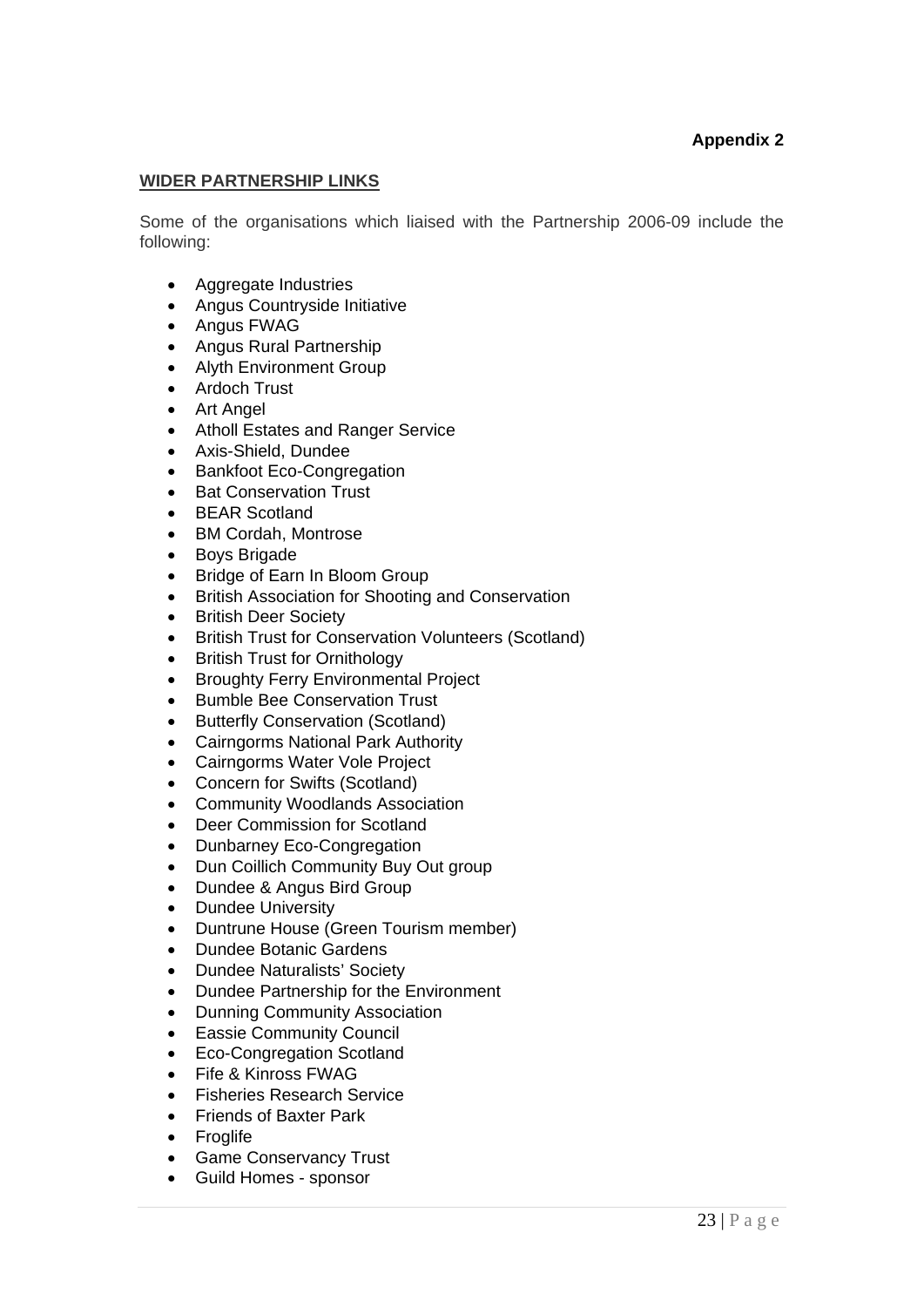**Appendix 2**

## WIDER PARTNERSHIP LINKS

Some of the organisations which liaised with the Partnership 2006-09 include the following:

- Aggregate Industries
- Angus Countryside Initiative
- Angus FWAG
- Angus Rural Partnership
- Alyth Environment Group
- Ardoch Trust
- Art Angel
- Atholl Estates and Ranger Service
- Axis-Shield, Dundee
- Bankfoot Eco-Congregation
- Bat Conservation Trust
- BEAR Scotland
- BM Cordah, Montrose
- Boys Brigade
- Bridge of Earn In Bloom Group
- British Association for Shooting and Conservation
- British Deer Society
- British Trust for Conservation Volunteers (Scotland)
- British Trust for Ornithology
- Broughty Ferry Environmental Project
- Bumble Bee Conservation Trust
- Butterfly Conservation (Scotland)
- Cairngorms National Park Authority
- Cairngorms Water Vole Project
- Concern for Swifts (Scotland)
- Community Woodlands Association
- Deer Commission for Scotland
- Dunbarney Eco-Congregation
- Dun Coillich Community Buy Out group
- Dundee & Angus Bird Group
- Dundee University
- Duntrune House (Green Tourism member)
- Dundee Botanic Gardens
- Dundee Naturalists' Society
- Dundee Partnership for the Environment
- Dunning Community Association
- Eassie Community Council
- Eco-Congregation Scotland
- Fife & Kinross FWAG
- Fisheries Research Service
- Friends of Baxter Park
- Froglife
- Game Conservancy Trust
- Guild Homes - sponsor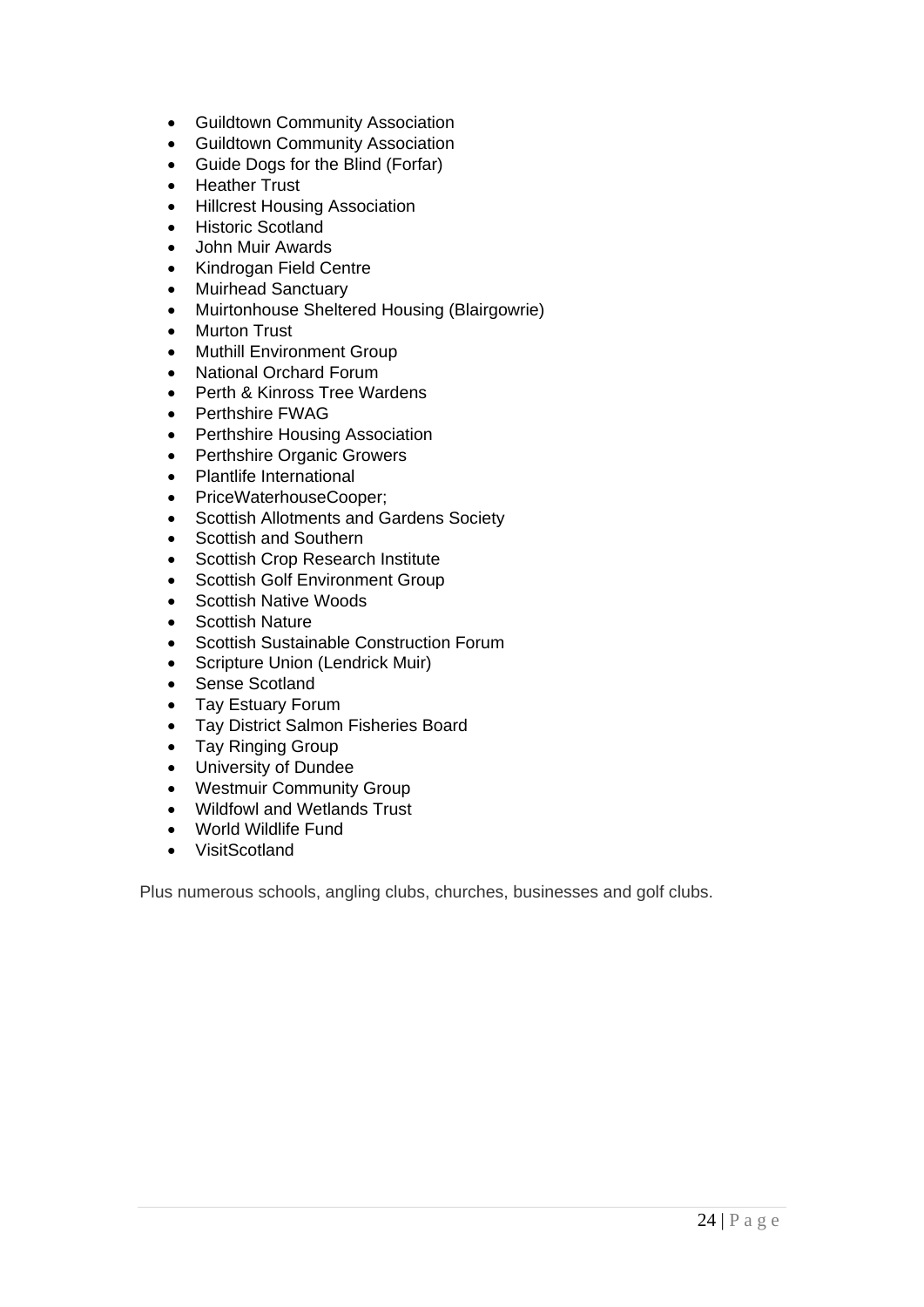- Guildtown Community Association
- Guildtown Community Association
- Guide Dogs for the Blind (Forfar)
- Heather Trust
- Hillcrest Housing Association
- Historic Scotland
- John Muir Awards
- Kindrogan Field Centre
- Muirhead Sanctuary
- Muirtonhouse Sheltered Housing (Blairgowrie)
- Murton Trust
- Muthill Environment Group
- National Orchard Forum
- Perth & Kinross Tree Wardens
- Perthshire FWAG
- Perthshire Housing Association
- Perthshire Organic Growers
- Plantlife International
- PriceWaterhouseCooper;
- Scottish Allotments and Gardens Society
- Scottish and Southern
- Scottish Crop Research Institute
- Scottish Golf Environment Group
- Scottish Native Woods
- Scottish Nature
- Scottish Sustainable Construction Forum
- Scripture Union (Lendrick Muir)
- Sense Scotland
- Tay Estuary Forum
- Tay District Salmon Fisheries Board
- Tay Ringing Group
- University of Dundee
- Westmuir Community Group
- Wildfowl and Wetlands Trust
- World Wildlife Fund
- VisitScotland

Plus numerous schools, angling clubs, churches, businesses and golf clubs.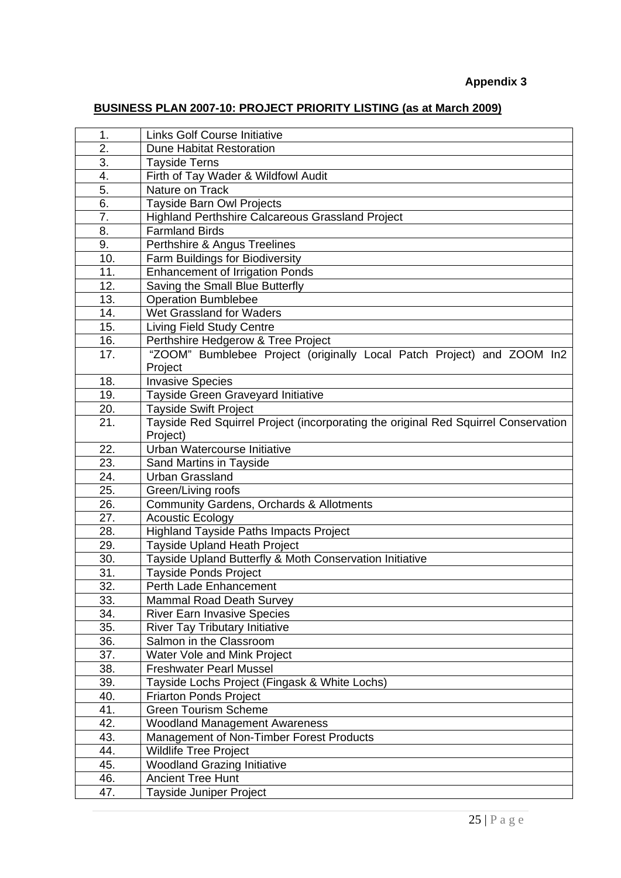**Appendix 3**

**BUSINESS PLAN 2007-10: PROJECT PRIORITY LISTING (as at March 2009)**

| | |
|---|---|
| 1. | Links Golf Course Initiative |
| 2. | Dune Habitat Restoration |
| 3. | Tayside Terns |
| 4. | Firth of Tay Wader & Wildfowl Audit |
| 5. | Nature on Track |
| 6. | Tayside Barn Owl Projects |
| 7. | Highland Perthshire Calcareous Grassland Project |
| 8. | Farmland Birds |
| 9. | Perthshire & Angus Treelines |
| 10. | Farm Buildings for Biodiversity |
| 11. | Enhancement of Irrigation Ponds |
| 12. | Saving the Small Blue Butterfly |
| 13. | Operation Bumblebee |
| 14. | Wet Grassland for Waders |
| 15. | Living Field Study Centre |
| 16. | Perthshire Hedgerow & Tree Project |
| 17. | "ZOOM" Bumblebee Project (originally Local Patch Project) and ZOOM In2 Project |
| 18. | Invasive Species |
| 19. | Tayside Green Graveyard Initiative |
| 20. | Tayside Swift Project |
| 21. | Tayside Red Squirrel Project (incorporating the original Red Squirrel Conservation Project) |
| 22. | Urban Watercourse Initiative |
| 23. | Sand Martins in Tayside |
| 24. | Urban Grassland |
| 25. | Green/Living roofs |
| 26. | Community Gardens, Orchards & Allotments |
| 27. | Acoustic Ecology |
| 28. | Highland Tayside Paths Impacts Project |
| 29. | Tayside Upland Heath Project |
| 30. | Tayside Upland Butterfly & Moth Conservation Initiative |
| 31. | Tayside Ponds Project |
| 32. | Perth Lade Enhancement |
| 33. | Mammal Road Death Survey |
| 34. | River Earn Invasive Species |
| 35. | River Tay Tributary Initiative |
| 36. | Salmon in the Classroom |
| 37. | Water Vole and Mink Project |
| 38. | Freshwater Pearl Mussel |
| 39. | Tayside Lochs Project (Fingask & White Lochs) |
| 40. | Friarton Ponds Project |
| 41. | Green Tourism Scheme |
| 42. | Woodland Management Awareness |
| 43. | Management of Non-Timber Forest Products |
| 44. | Wildlife Tree Project |
| 45. | Woodland Grazing Initiative |
| 46. | Ancient Tree Hunt |
| 47. | Tayside Juniper Project |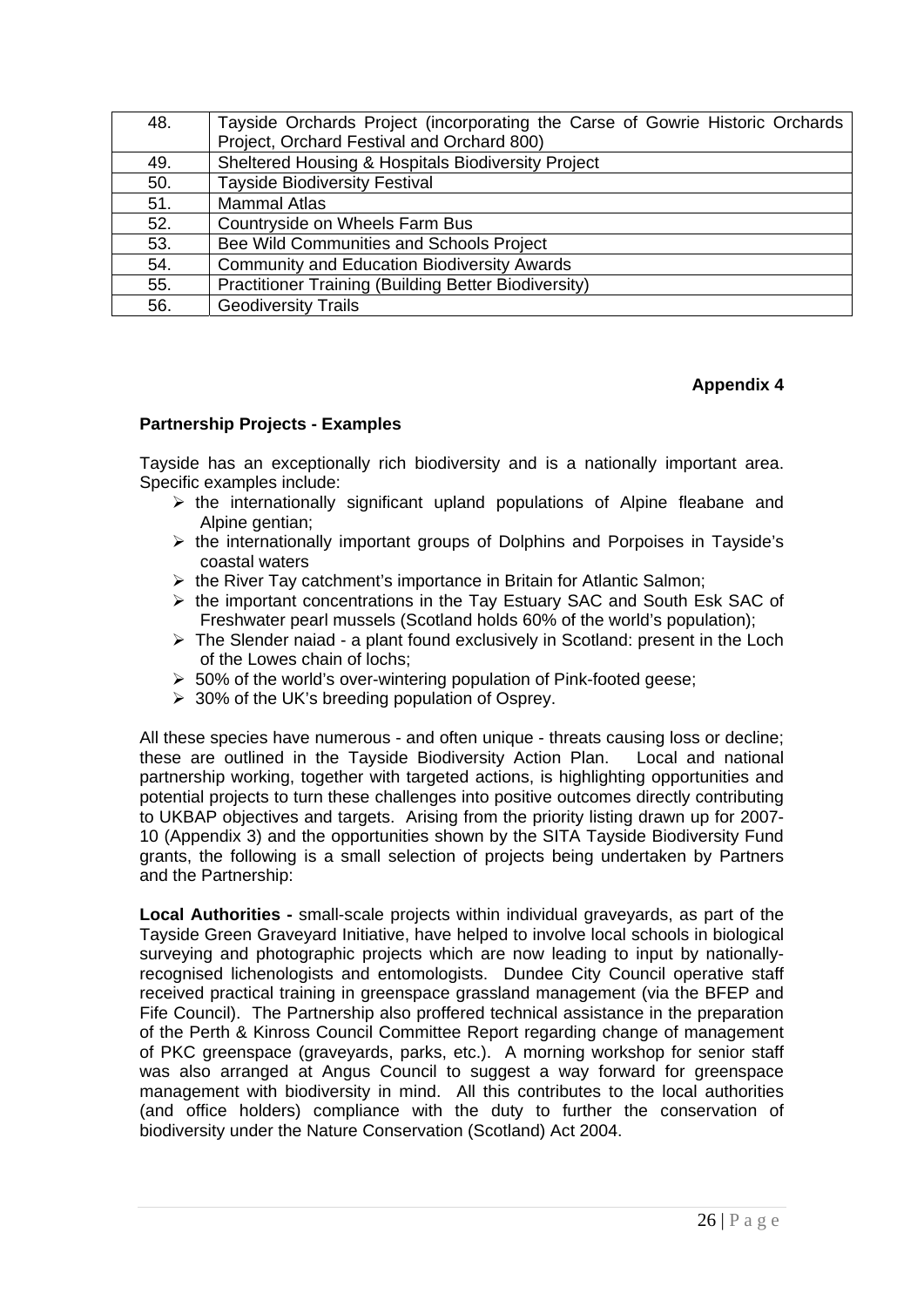| 48. | Tayside Orchards Project (incorporating the Carse of Gowrie Historic Orchards Project, Orchard Festival and Orchard 800) |
|---|---|
| 49. | Sheltered Housing & Hospitals Biodiversity Project |
| 50. | Tayside Biodiversity Festival |
| 51. | Mammal Atlas |
| 52. | Countryside on Wheels Farm Bus |
| 53. | Bee Wild Communities and Schools Project |
| 54. | Community and Education Biodiversity Awards |
| 55. | Practitioner Training (Building Better Biodiversity) |
| 56. | Geodiversity Trails |

**Appendix 4**

**Partnership Projects - Examples**

Tayside has an exceptionally rich biodiversity and is a nationally important area. Specific examples include:

- the internationally significant upland populations of Alpine fleabane and Alpine gentian;
- the internationally important groups of Dolphins and Porpoises in Tayside's coastal waters
- the River Tay catchment's importance in Britain for Atlantic Salmon;
- the important concentrations in the Tay Estuary SAC and South Esk SAC of Freshwater pearl mussels (Scotland holds 60% of the world's population);
- The Slender naiad - a plant found exclusively in Scotland: present in the Loch of the Lowes chain of lochs;
- 50% of the world's over-wintering population of Pink-footed geese;
- 30% of the UK's breeding population of Osprey.

All these species have numerous - and often unique - threats causing loss or decline; these are outlined in the Tayside Biodiversity Action Plan. Local and national partnership working, together with targeted actions, is highlighting opportunities and potential projects to turn these challenges into positive outcomes directly contributing to UKBAP objectives and targets. Arising from the priority listing drawn up for 2007-10 (Appendix 3) and the opportunities shown by the SITA Tayside Biodiversity Fund grants, the following is a small selection of projects being undertaken by Partners and the Partnership:

**Local Authorities -** small-scale projects within individual graveyards, as part of the Tayside Green Graveyard Initiative, have helped to involve local schools in biological surveying and photographic projects which are now leading to input by nationally-recognised lichenologists and entomologists. Dundee City Council operative staff received practical training in greenspace grassland management (via the BFEP and Fife Council). The Partnership also proffered technical assistance in the preparation of the Perth & Kinross Council Committee Report regarding change of management of PKC greenspace (graveyards, parks, etc.). A morning workshop for senior staff was also arranged at Angus Council to suggest a way forward for greenspace management with biodiversity in mind. All this contributes to the local authorities (and office holders) compliance with the duty to further the conservation of biodiversity under the Nature Conservation (Scotland) Act 2004.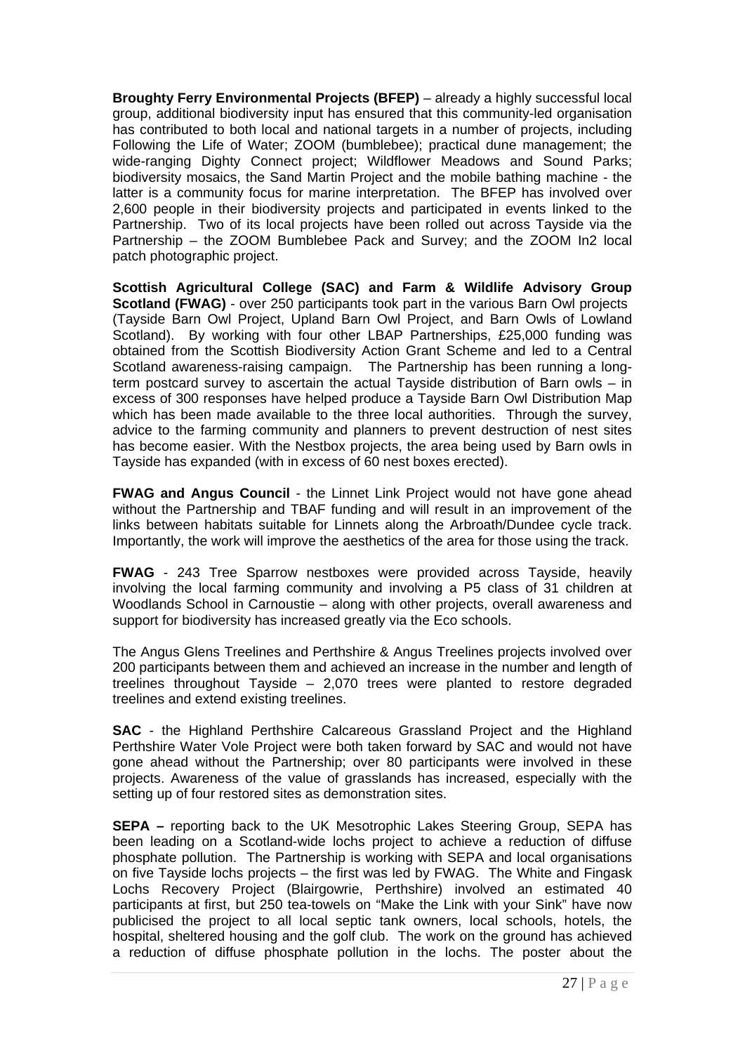**Broughty Ferry Environmental Projects (BFEP)** – already a highly successful local group, additional biodiversity input has ensured that this community-led organisation has contributed to both local and national targets in a number of projects, including Following the Life of Water; ZOOM (bumblebee); practical dune management; the wide-ranging Dighty Connect project; Wildflower Meadows and Sound Parks; biodiversity mosaics, the Sand Martin Project and the mobile bathing machine - the latter is a community focus for marine interpretation. The BFEP has involved over 2,600 people in their biodiversity projects and participated in events linked to the Partnership. Two of its local projects have been rolled out across Tayside via the Partnership – the ZOOM Bumblebee Pack and Survey; and the ZOOM In2 local patch photographic project.

**Scottish Agricultural College (SAC) and Farm & Wildlife Advisory Group Scotland (FWAG)** - over 250 participants took part in the various Barn Owl projects (Tayside Barn Owl Project, Upland Barn Owl Project, and Barn Owls of Lowland Scotland). By working with four other LBAP Partnerships, £25,000 funding was obtained from the Scottish Biodiversity Action Grant Scheme and led to a Central Scotland awareness-raising campaign. The Partnership has been running a long-term postcard survey to ascertain the actual Tayside distribution of Barn owls – in excess of 300 responses have helped produce a Tayside Barn Owl Distribution Map which has been made available to the three local authorities. Through the survey, advice to the farming community and planners to prevent destruction of nest sites has become easier. With the Nestbox projects, the area being used by Barn owls in Tayside has expanded (with in excess of 60 nest boxes erected).

**FWAG and Angus Council** - the Linnet Link Project would not have gone ahead without the Partnership and TBAF funding and will result in an improvement of the links between habitats suitable for Linnets along the Arbroath/Dundee cycle track. Importantly, the work will improve the aesthetics of the area for those using the track.

**FWAG** - 243 Tree Sparrow nestboxes were provided across Tayside, heavily involving the local farming community and involving a P5 class of 31 children at Woodlands School in Carnoustie – along with other projects, overall awareness and support for biodiversity has increased greatly via the Eco schools.

The Angus Glens Treelines and Perthshire & Angus Treelines projects involved over 200 participants between them and achieved an increase in the number and length of treelines throughout Tayside – 2,070 trees were planted to restore degraded treelines and extend existing treelines.

**SAC** - the Highland Perthshire Calcareous Grassland Project and the Highland Perthshire Water Vole Project were both taken forward by SAC and would not have gone ahead without the Partnership; over 80 participants were involved in these projects. Awareness of the value of grasslands has increased, especially with the setting up of four restored sites as demonstration sites.

**SEPA –** reporting back to the UK Mesotrophic Lakes Steering Group, SEPA has been leading on a Scotland-wide lochs project to achieve a reduction of diffuse phosphate pollution. The Partnership is working with SEPA and local organisations on five Tayside lochs projects – the first was led by FWAG. The White and Fingask Lochs Recovery Project (Blairgowrie, Perthshire) involved an estimated 40 participants at first, but 250 tea-towels on "Make the Link with your Sink" have now publicised the project to all local septic tank owners, local schools, hotels, the hospital, sheltered housing and the golf club. The work on the ground has achieved a reduction of diffuse phosphate pollution in the lochs. The poster about the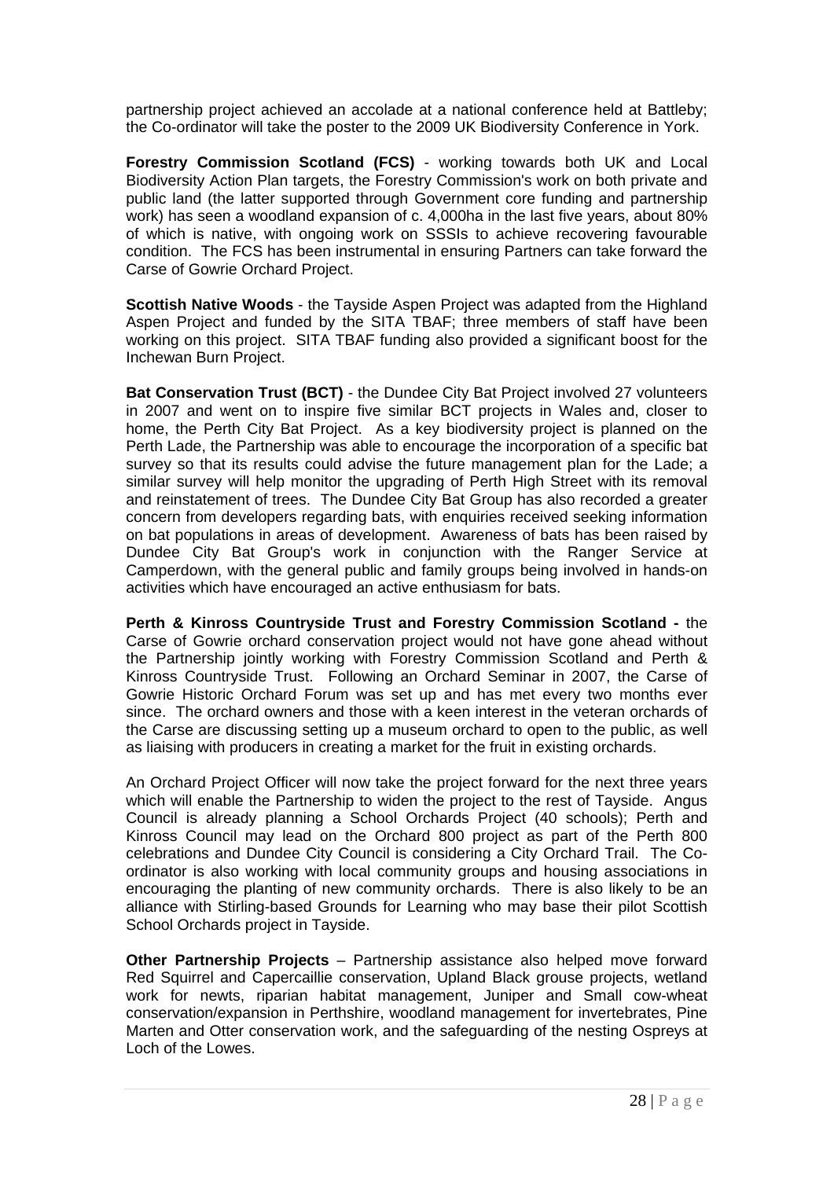partnership project achieved an accolade at a national conference held at Battleby; the Co-ordinator will take the poster to the 2009 UK Biodiversity Conference in York.

**Forestry Commission Scotland (FCS)** - working towards both UK and Local Biodiversity Action Plan targets, the Forestry Commission's work on both private and public land (the latter supported through Government core funding and partnership work) has seen a woodland expansion of c. 4,000ha in the last five years, about 80% of which is native, with ongoing work on SSSIs to achieve recovering favourable condition. The FCS has been instrumental in ensuring Partners can take forward the Carse of Gowrie Orchard Project.

**Scottish Native Woods** - the Tayside Aspen Project was adapted from the Highland Aspen Project and funded by the SITA TBAF; three members of staff have been working on this project. SITA TBAF funding also provided a significant boost for the Inchewan Burn Project.

**Bat Conservation Trust (BCT)** - the Dundee City Bat Project involved 27 volunteers in 2007 and went on to inspire five similar BCT projects in Wales and, closer to home, the Perth City Bat Project. As a key biodiversity project is planned on the Perth Lade, the Partnership was able to encourage the incorporation of a specific bat survey so that its results could advise the future management plan for the Lade; a similar survey will help monitor the upgrading of Perth High Street with its removal and reinstatement of trees. The Dundee City Bat Group has also recorded a greater concern from developers regarding bats, with enquiries received seeking information on bat populations in areas of development. Awareness of bats has been raised by Dundee City Bat Group's work in conjunction with the Ranger Service at Camperdown, with the general public and family groups being involved in hands-on activities which have encouraged an active enthusiasm for bats.

**Perth & Kinross Countryside Trust and Forestry Commission Scotland -** the Carse of Gowrie orchard conservation project would not have gone ahead without the Partnership jointly working with Forestry Commission Scotland and Perth & Kinross Countryside Trust. Following an Orchard Seminar in 2007, the Carse of Gowrie Historic Orchard Forum was set up and has met every two months ever since. The orchard owners and those with a keen interest in the veteran orchards of the Carse are discussing setting up a museum orchard to open to the public, as well as liaising with producers in creating a market for the fruit in existing orchards.

An Orchard Project Officer will now take the project forward for the next three years which will enable the Partnership to widen the project to the rest of Tayside. Angus Council is already planning a School Orchards Project (40 schools); Perth and Kinross Council may lead on the Orchard 800 project as part of the Perth 800 celebrations and Dundee City Council is considering a City Orchard Trail. The Co-ordinator is also working with local community groups and housing associations in encouraging the planting of new community orchards. There is also likely to be an alliance with Stirling-based Grounds for Learning who may base their pilot Scottish School Orchards project in Tayside.

**Other Partnership Projects** – Partnership assistance also helped move forward Red Squirrel and Capercaillie conservation, Upland Black grouse projects, wetland work for newts, riparian habitat management, Juniper and Small cow-wheat conservation/expansion in Perthshire, woodland management for invertebrates, Pine Marten and Otter conservation work, and the safeguarding of the nesting Ospreys at Loch of the Lowes.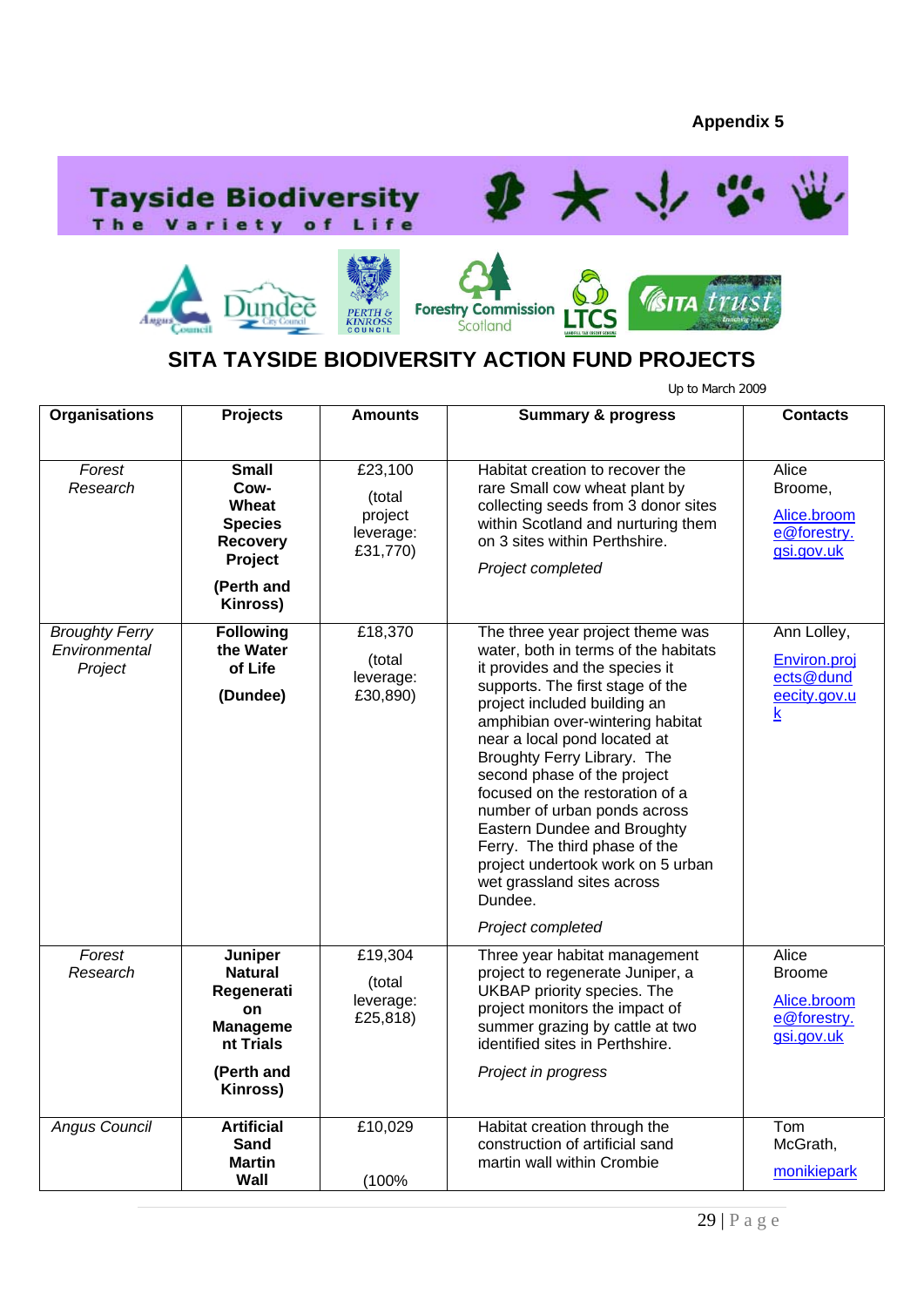**Appendix 5**

Tayside Biodiversity
The Variety of Life

# SITA TAYSIDE BIODIVERSITY ACTION FUND PROJECTS

Up to March 2009

| Organisations | Projects | Amounts | Summary & progress | Contacts |
|---|---|---|---|---|
| *Forest Research* | **Small Cow-Wheat Species Recovery Project** **(Perth and Kinross)** | £23,100 (total project leverage: £31,770) | Habitat creation to recover the rare Small cow wheat plant by collecting seeds from 3 donor sites within Scotland and nurturing them on 3 sites within Perthshire. *Project completed* | Alice Broome, Alice.broome@forestry.gsi.gov.uk |
| *Broughty Ferry Environmental Project* | **Following the Water of Life** **(Dundee)** | £18,370 (total leverage: £30,890) | The three year project theme was water, both in terms of the habitats it provides and the species it supports. The first stage of the project included building an amphibian over-wintering habitat near a local pond located at Broughty Ferry Library. The second phase of the project focused on the restoration of a number of urban ponds across Eastern Dundee and Broughty Ferry. The third phase of the project undertook work on 5 urban wet grassland sites across Dundee. *Project completed* | Ann Lolley, Environ.projects@dundeecity.gov.uk |
| *Forest Research* | **Juniper Natural Regeneration Management Trials** **(Perth and Kinross)** | £19,304 (total leverage: £25,818) | Three year habitat management project to regenerate Juniper, a UKBAP priority species. The project monitors the impact of summer grazing by cattle at two identified sites in Perthshire. *Project in progress* | Alice Broome Alice.broome@forestry.gsi.gov.uk |
| *Angus Council* | **Artificial Sand Martin Wall** | £10,029 (100% | Habitat creation through the construction of artificial sand martin wall within Crombie | Tom McGrath, monikiepark |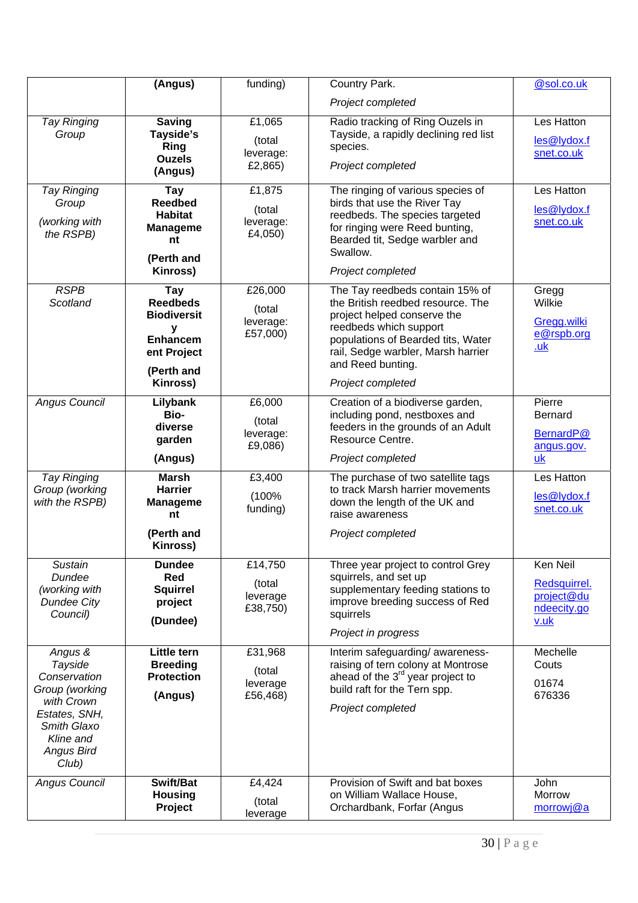| | **(Angus)** | funding) | Country Park.<br><br>*Project completed* | @sol.co.uk |
|---|---|---|---|---|
| *Tay Ringing Group* | **Saving Tayside's Ring Ouzels (Angus)** | £1,065<br><br>(total leverage: £2,865) | Radio tracking of Ring Ouzels in Tayside, a rapidly declining red list species.<br><br>*Project completed* | Les Hatton<br><br>les@lydox.fsnet.co.uk |
| *Tay Ringing Group*<br><br>*(working with the RSPB)* | **Tay Reedbed Habitat Management**<br><br>**(Perth and Kinross)** | £1,875<br><br>(total leverage: £4,050) | The ringing of various species of birds that use the River Tay reedbeds. The species targeted for ringing were Reed bunting, Bearded tit, Sedge warbler and Swallow.<br><br>*Project completed* | Les Hatton<br><br>les@lydox.fsnet.co.uk |
| *RSPB Scotland* | **Tay Reedbeds Biodiversity Enhancement Project**<br><br>**(Perth and Kinross)** | £26,000<br><br>(total leverage: £57,000) | The Tay reedbeds contain 15% of the British reedbed resource. The project helped conserve the reedbeds which support populations of Bearded tits, Water rail, Sedge warbler, Marsh harrier and Reed bunting.<br><br>*Project completed* | Gregg Wilkie<br><br>Gregg.wilkie@rspb.org.uk |
| *Angus Council* | **Lilybank Bio-diverse garden**<br><br>**(Angus)** | £6,000<br><br>(total leverage: £9,086) | Creation of a biodiverse garden, including pond, nestboxes and feeders in the grounds of an Adult Resource Centre.<br><br>*Project completed* | Pierre Bernard<br><br>BernardP@angus.gov.uk |
| *Tay Ringing Group (working with the RSPB)* | **Marsh Harrier Management**<br><br>**(Perth and Kinross)** | £3,400<br><br>(100% funding) | The purchase of two satellite tags to track Marsh harrier movements down the length of the UK and raise awareness<br><br>*Project completed* | Les Hatton<br><br>les@lydox.fsnet.co.uk |
| *Sustain Dundee (working with Dundee City Council)* | **Dundee Red Squirrel project**<br><br>**(Dundee)** | £14,750<br><br>(total leverage £38,750) | Three year project to control Grey squirrels, and set up supplementary feeding stations to improve breeding success of Red squirrels<br><br>*Project in progress* | Ken Neil<br><br>Redsquirrel.project@dundeecity.gov.uk |
| *Angus & Tayside Conservation Group (working with Crown Estates, SNH, Smith Glaxo Kline and Angus Bird Club)* | **Little tern Breeding Protection**<br><br>**(Angus)** | £31,968<br><br>(total leverage £56,468) | Interim safeguarding/ awareness-raising of tern colony at Montrose ahead of the 3rd year project to build raft for the Tern spp.<br><br>*Project completed* | Mechelle Couts<br><br>01674 676336 |
| *Angus Council* | **Swift/Bat Housing Project** | £4,424<br><br>(total leverage | Provision of Swift and bat boxes on William Wallace House, Orchardbank, Forfar (Angus | John Morrow<br><br>morrowj@a |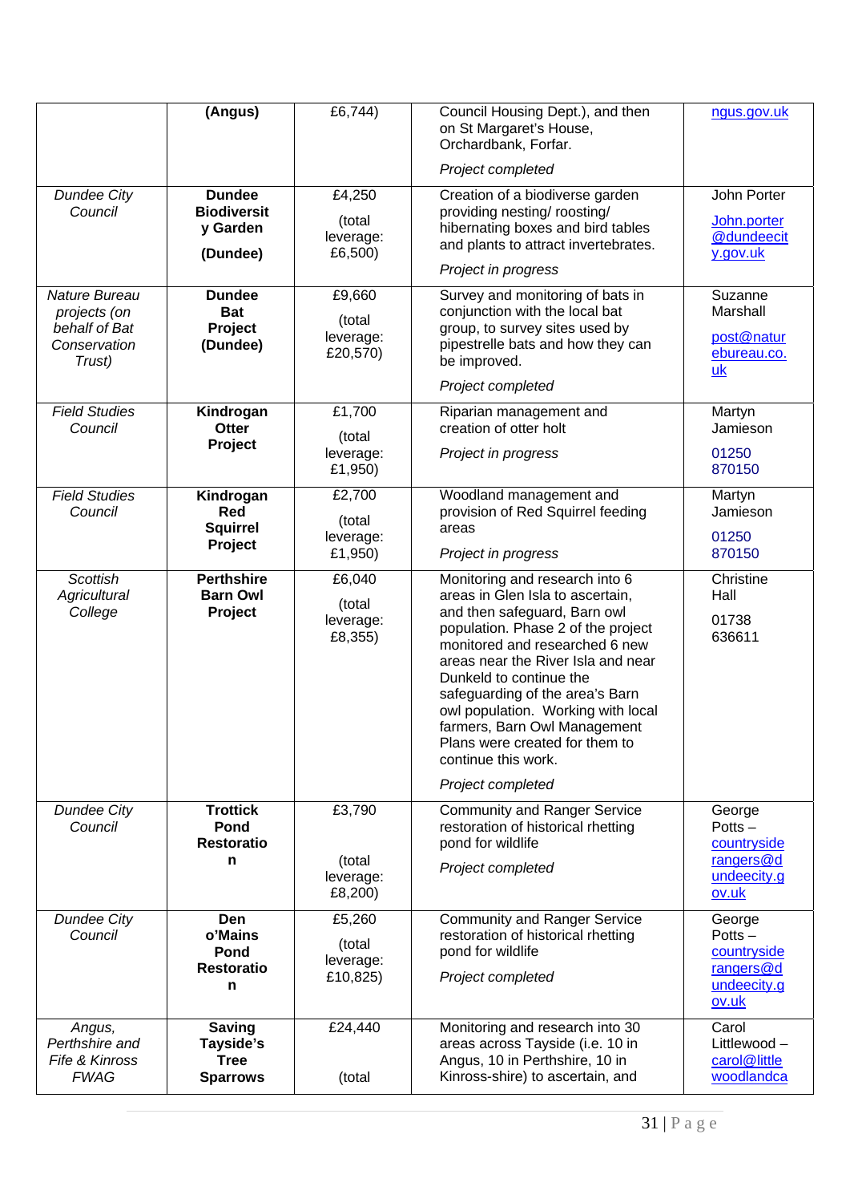| | (Angus) | £6,744) | Council Housing Dept.), and then on St Margaret's House, Orchardbank, Forfar.<br><br>*Project completed* | ngus.gov.uk |
|---|---|---|---|---|
| *Dundee City Council* | **Dundee Biodiversity Garden (Dundee)** | £4,250 (total leverage: £6,500) | Creation of a biodiverse garden providing nesting/ roosting/ hibernating boxes and bird tables and plants to attract invertebrates.<br><br>*Project in progress* | John Porter<br>John.porter@dundeecity.gov.uk |
| *Nature Bureau projects (on behalf of Bat Conservation Trust)* | **Dundee Bat Project (Dundee)** | £9,660 (total leverage: £20,570) | Survey and monitoring of bats in conjunction with the local bat group, to survey sites used by pipestrelle bats and how they can be improved.<br><br>*Project completed* | Suzanne Marshall<br>post@naturebureau.co.uk |
| *Field Studies Council* | **Kindrogan Otter Project** | £1,700 (total leverage: £1,950) | Riparian management and creation of otter holt<br><br>*Project in progress* | Martyn Jamieson<br>01250 870150 |
| *Field Studies Council* | **Kindrogan Red Squirrel Project** | £2,700 (total leverage: £1,950) | Woodland management and provision of Red Squirrel feeding areas<br><br>*Project in progress* | Martyn Jamieson<br>01250 870150 |
| *Scottish Agricultural College* | **Perthshire Barn Owl Project** | £6,040 (total leverage: £8,355) | Monitoring and research into 6 areas in Glen Isla to ascertain, and then safeguard, Barn owl population. Phase 2 of the project monitored and researched 6 new areas near the River Isla and near Dunkeld to continue the safeguarding of the area's Barn owl population. Working with local farmers, Barn Owl Management Plans were created for them to continue this work.<br><br>*Project completed* | Christine Hall<br>01738 636611 |
| *Dundee City Council* | **Trottick Pond Restoration** | £3,790 (total leverage: £8,200) | Community and Ranger Service restoration of historical rhetting pond for wildlife<br><br>*Project completed* | George Potts – countrysiderangers@dundeecity.gov.uk |
| *Dundee City Council* | **Den o'Mains Pond Restoration** | £5,260 (total leverage: £10,825) | Community and Ranger Service restoration of historical rhetting pond for wildlife<br><br>*Project completed* | George Potts – countrysiderangers@dundeecity.gov.uk |
| *Angus, Perthshire and Fife & Kinross FWAG* | **Saving Tayside's Tree Sparrows** | £24,440 (total | Monitoring and research into 30 areas across Tayside (i.e. 10 in Angus, 10 in Perthshire, 10 in Kinross-shire) to ascertain, and | Carol Littlewood – carol@littlewoodlandca |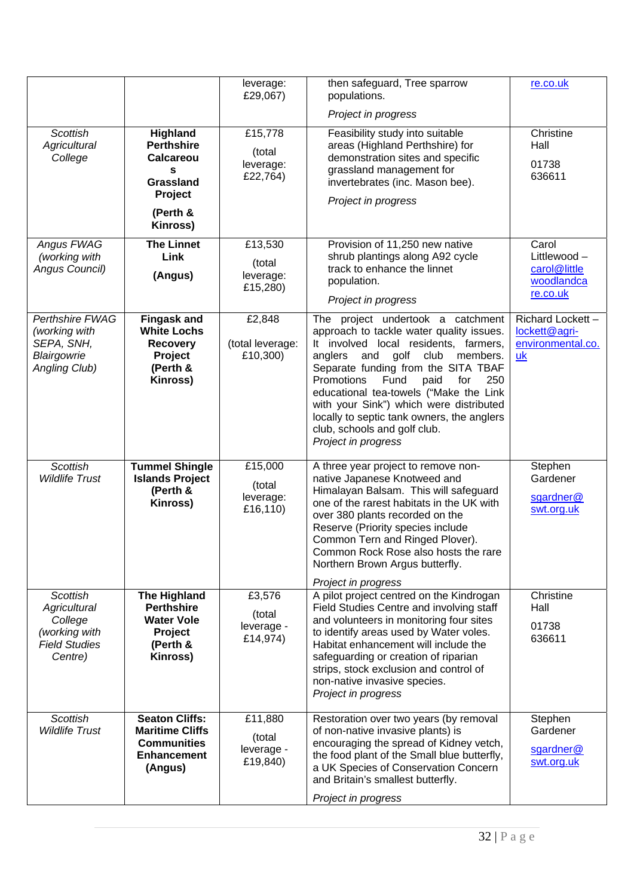| | | leverage: £29,067) | then safeguard, Tree sparrow populations.<br>*Project in progress* | re.co.uk |
|---|---|---|---|---|
| *Scottish Agricultural College* | **Highland Perthshire Calcareous Grassland Project (Perth & Kinross)** | £15,778 (total leverage: £22,764) | Feasibility study into suitable areas (Highland Perthshire) for demonstration sites and specific grassland management for invertebrates (inc. Mason bee).<br>*Project in progress* | Christine Hall 01738 636611 |
| *Angus FWAG (working with Angus Council)* | **The Linnet Link (Angus)** | £13,530 (total leverage: £15,280) | Provision of 11,250 new native shrub plantings along A92 cycle track to enhance the linnet population.<br>*Project in progress* | Carol Littlewood – carol@littlewoodlandcare.co.uk |
| *Perthshire FWAG (working with SEPA, SNH, Blairgowrie Angling Club)* | **Fingask and White Lochs Recovery Project (Perth & Kinross)** | £2,848 (total leverage: £10,300) | The project undertook a catchment approach to tackle water quality issues. It involved local residents, farmers, anglers and golf club members. Separate funding from the SITA TBAF Promotions Fund paid for 250 educational tea-towels ("Make the Link with your Sink") which were distributed locally to septic tank owners, the anglers club, schools and golf club.<br>*Project in progress* | Richard Lockett – lockett@agri-environmental.co.uk |
| *Scottish Wildlife Trust* | **Tummel Shingle Islands Project (Perth & Kinross)** | £15,000 (total leverage: £16,110) | A three year project to remove non-native Japanese Knotweed and Himalayan Balsam. This will safeguard one of the rarest habitats in the UK with over 380 plants recorded on the Reserve (Priority species include Common Tern and Ringed Plover). Common Rock Rose also hosts the rare Northern Brown Argus butterfly.<br>*Project in progress* | Stephen Gardener sgardner@swt.org.uk |
| *Scottish Agricultural College (working with Field Studies Centre)* | **The Highland Perthshire Water Vole Project (Perth & Kinross)** | £3,576 (total leverage - £14,974) | A pilot project centred on the Kindrogan Field Studies Centre and involving staff and volunteers in monitoring four sites to identify areas used by Water voles. Habitat enhancement will include the safeguarding or creation of riparian strips, stock exclusion and control of non-native invasive species.<br>*Project in progress* | Christine Hall 01738 636611 |
| *Scottish Wildlife Trust* | **Seaton Cliffs: Maritime Cliffs Communities Enhancement (Angus)** | £11,880 (total leverage - £19,840) | Restoration over two years (by removal of non-native invasive plants) is encouraging the spread of Kidney vetch, the food plant of the Small blue butterfly, a UK Species of Conservation Concern and Britain's smallest butterfly.<br>*Project in progress* | Stephen Gardener sgardner@swt.org.uk |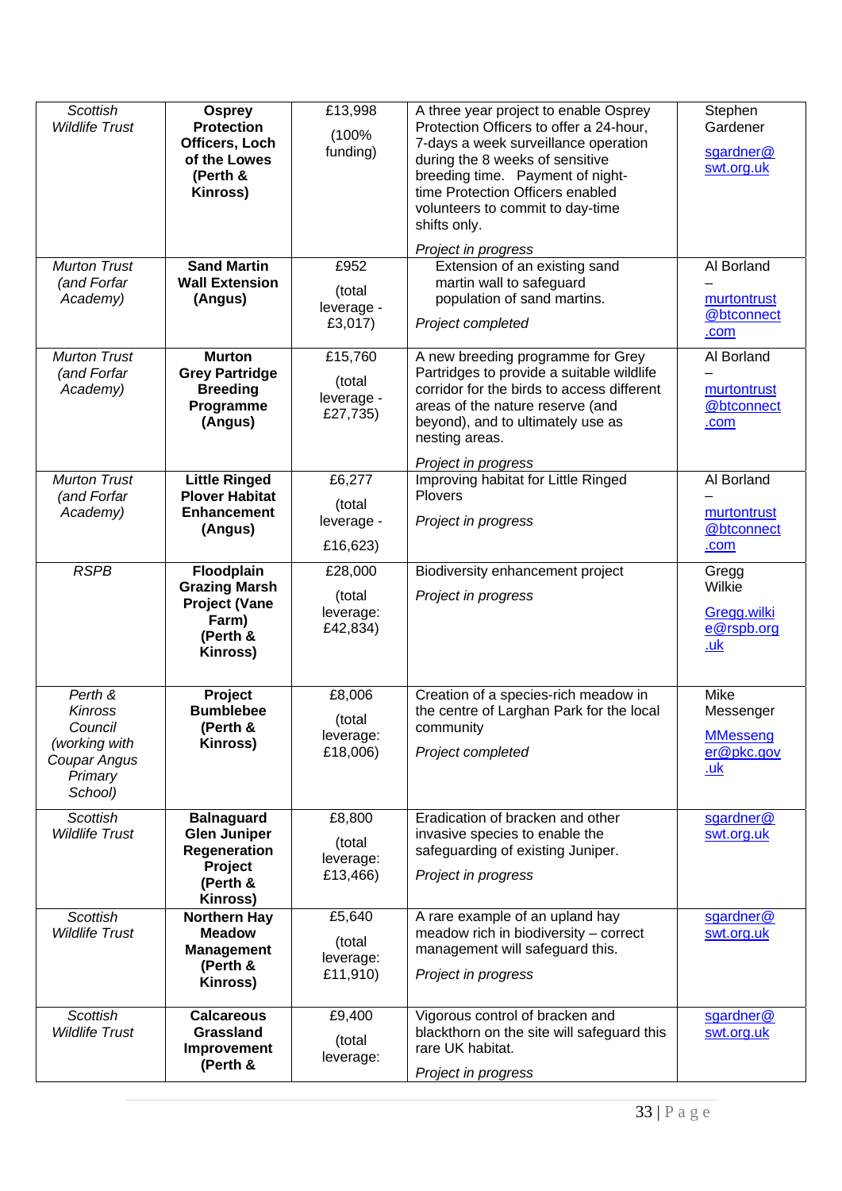| *Scottish Wildlife Trust* | **Osprey Protection Officers, Loch of the Lowes (Perth & Kinross)** | £13,998 (100% funding) | A three year project to enable Osprey Protection Officers to offer a 24-hour, 7-days a week surveillance operation during the 8 weeks of sensitive breeding time. Payment of night-time Protection Officers enabled volunteers to commit to day-time shifts only. *Project in progress* | Stephen Gardener sgardner@swt.org.uk |
|---|---|---|---|---|
| *Murton Trust (and Forfar Academy)* | **Sand Martin Wall Extension (Angus)** | £952 (total leverage - £3,017) | Extension of an existing sand martin wall to safeguard population of sand martins. *Project completed* | Al Borland – murtontrust@btconnect.com |
| *Murton Trust (and Forfar Academy)* | **Murton Grey Partridge Breeding Programme (Angus)** | £15,760 (total leverage - £27,735) | A new breeding programme for Grey Partridges to provide a suitable wildlife corridor for the birds to access different areas of the nature reserve (and beyond), and to ultimately use as nesting areas. *Project in progress* | Al Borland – murtontrust@btconnect.com |
| *Murton Trust (and Forfar Academy)* | **Little Ringed Plover Habitat Enhancement (Angus)** | £6,277 (total leverage - £16,623) | Improving habitat for Little Ringed Plovers *Project in progress* | Al Borland – murtontrust@btconnect.com |
| *RSPB* | **Floodplain Grazing Marsh Project (Vane Farm) (Perth & Kinross)** | £28,000 (total leverage: £42,834) | Biodiversity enhancement project *Project in progress* | Gregg Wilkie Gregg.wilkie@rspb.org.uk |
| *Perth & Kinross Council (working with Coupar Angus Primary School)* | **Project Bumblebee (Perth & Kinross)** | £8,006 (total leverage: £18,006) | Creation of a species-rich meadow in the centre of Larghan Park for the local community *Project completed* | Mike Messenger MMessenger@pkc.gov.uk |
| *Scottish Wildlife Trust* | **Balnaguard Glen Juniper Regeneration Project (Perth & Kinross)** | £8,800 (total leverage: £13,466) | Eradication of bracken and other invasive species to enable the safeguarding of existing Juniper. *Project in progress* | sgardner@swt.org.uk |
| *Scottish Wildlife Trust* | **Northern Hay Meadow Management (Perth & Kinross)** | £5,640 (total leverage: £11,910) | A rare example of an upland hay meadow rich in biodiversity – correct management will safeguard this. *Project in progress* | sgardner@swt.org.uk |
| *Scottish Wildlife Trust* | **Calcareous Grassland Improvement (Perth &** | £9,400 (total leverage: | Vigorous control of bracken and blackthorn on the site will safeguard this rare UK habitat. *Project in progress* | sgardner@swt.org.uk |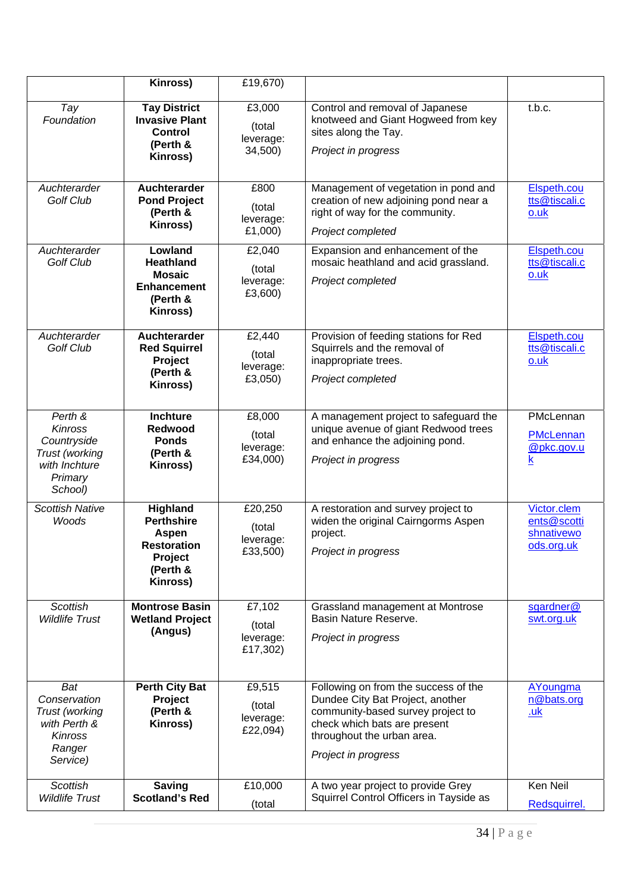| | **Kinross)** | £19,670) | | |
|---|---|---|---|---|
| *Tay Foundation* | **Tay District Invasive Plant Control (Perth & Kinross)** | £3,000 (total leverage: 34,500) | Control and removal of Japanese knotweed and Giant Hogweed from key sites along the Tay. *Project in progress* | t.b.c. |
| *Auchterarder Golf Club* | **Auchterarder Pond Project (Perth & Kinross)** | £800 (total leverage: £1,000) | Management of vegetation in pond and creation of new adjoining pond near a right of way for the community. *Project completed* | Elspeth.coutts@tiscali.co.uk |
| *Auchterarder Golf Club* | **Lowland Heathland Mosaic Enhancement (Perth & Kinross)** | £2,040 (total leverage: £3,600) | Expansion and enhancement of the mosaic heathland and acid grassland. *Project completed* | Elspeth.coutts@tiscali.co.uk |
| *Auchterarder Golf Club* | **Auchterarder Red Squirrel Project (Perth & Kinross)** | £2,440 (total leverage: £3,050) | Provision of feeding stations for Red Squirrels and the removal of inappropriate trees. *Project completed* | Elspeth.coutts@tiscali.co.uk |
| *Perth & Kinross Countryside Trust (working with Inchture Primary School)* | **Inchture Redwood Ponds (Perth & Kinross)** | £8,000 (total leverage: £34,000) | A management project to safeguard the unique avenue of giant Redwood trees and enhance the adjoining pond. *Project in progress* | PMcLennan PMcLennan@pkc.gov.uk |
| *Scottish Native Woods* | **Highland Perthshire Aspen Restoration Project (Perth & Kinross)** | £20,250 (total leverage: £33,500) | A restoration and survey project to widen the original Cairngorms Aspen project. *Project in progress* | Victor.clements@scottishnativewoods.org.uk |
| *Scottish Wildlife Trust* | **Montrose Basin Wetland Project (Angus)** | £7,102 (total leverage: £17,302) | Grassland management at Montrose Basin Nature Reserve. *Project in progress* | sgardner@swt.org.uk |
| *Bat Conservation Trust (working with Perth & Kinross Ranger Service)* | **Perth City Bat Project (Perth & Kinross)** | £9,515 (total leverage: £22,094) | Following on from the success of the Dundee City Bat Project, another community-based survey project to check which bats are present throughout the urban area. *Project in progress* | AYoungman@bats.org.uk |
| *Scottish Wildlife Trust* | **Saving Scotland's Red** | £10,000 (total | A two year project to provide Grey Squirrel Control Officers in Tayside as | Ken Neil Redsquirrel. |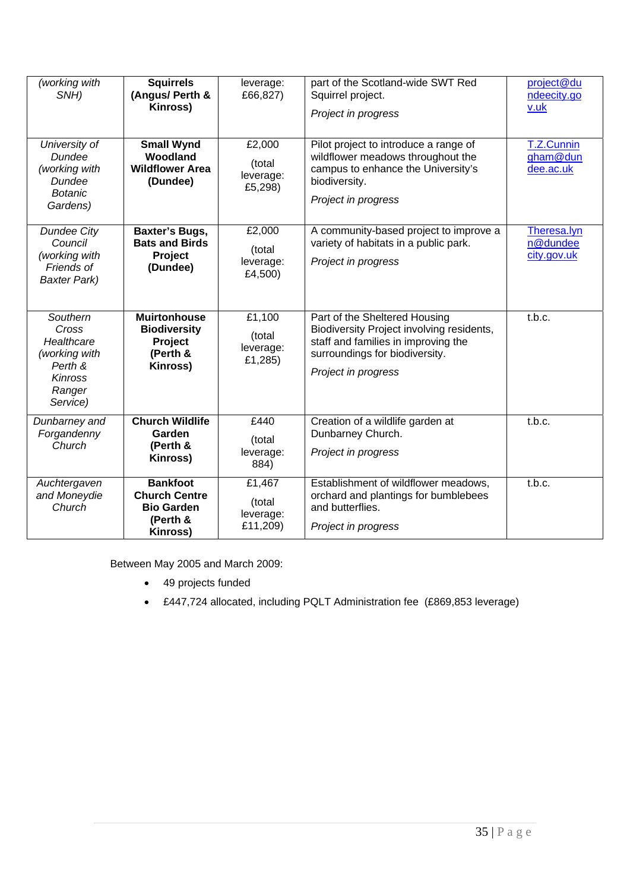| | | | | |
|---|---|---|---|---|
| *(working with SNH)* | **Squirrels (Angus/ Perth & Kinross)** | leverage: £66,827) | part of the Scotland-wide SWT Red Squirrel project.<br><br>*Project in progress* | project@dundeecity.gov.uk |
| *University of Dundee (working with Dundee Botanic Gardens)* | **Small Wynd Woodland Wildflower Area (Dundee)** | £2,000<br><br>(total leverage: £5,298) | Pilot project to introduce a range of wildflower meadows throughout the campus to enhance the University's biodiversity.<br><br>*Project in progress* | T.Z.Cunningham@dundee.ac.uk |
| *Dundee City Council (working with Friends of Baxter Park)* | **Baxter's Bugs, Bats and Birds Project (Dundee)** | £2,000<br><br>(total leverage: £4,500) | A community-based project to improve a variety of habitats in a public park.<br><br>*Project in progress* | Theresa.lynn@dundeecity.gov.uk |
| *Southern Cross Healthcare (working with Perth & Kinross Ranger Service)* | **Muirtonhouse Biodiversity Project (Perth & Kinross)** | £1,100<br><br>(total leverage: £1,285) | Part of the Sheltered Housing Biodiversity Project involving residents, staff and families in improving the surroundings for biodiversity.<br><br>*Project in progress* | t.b.c. |
| *Dunbarney and Forgandenny Church* | **Church Wildlife Garden (Perth & Kinross)** | £440<br><br>(total leverage: 884) | Creation of a wildlife garden at Dunbarney Church.<br><br>*Project in progress* | t.b.c. |
| *Auchtergaven and Moneydie Church* | **Bankfoot Church Centre Bio Garden (Perth & Kinross)** | £1,467<br><br>(total leverage: £11,209) | Establishment of wildflower meadows, orchard and plantings for bumblebees and butterflies.<br><br>*Project in progress* | t.b.c. |

Between May 2005 and March 2009:

- 49 projects funded
- £447,724 allocated, including PQLT Administration fee (£869,853 leverage)